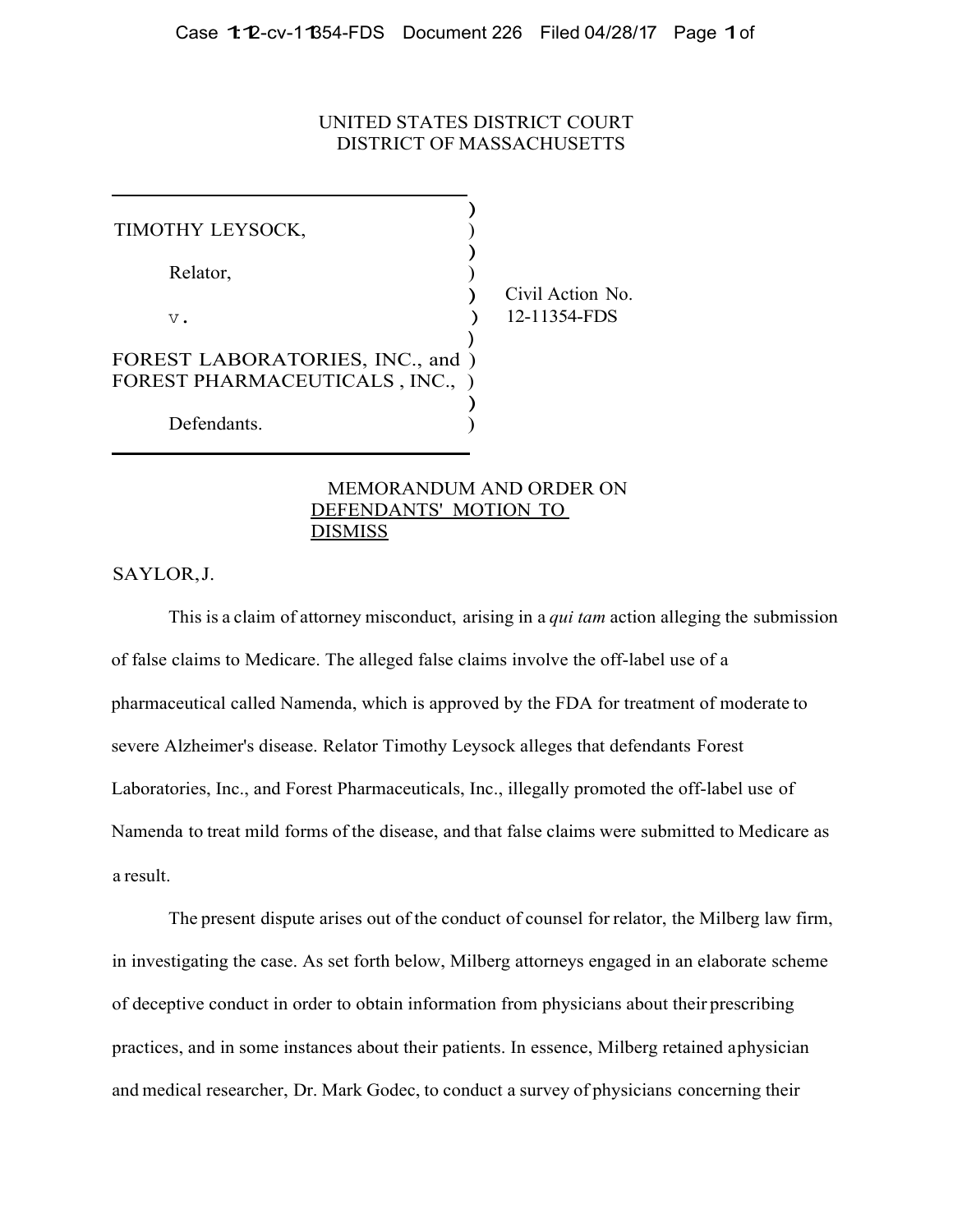UNITED STATES DISTRICT COURT
DISTRICT OF MASSACHUSETTS

| | |
|---|---|
| TIMOTHY LEYSOCK,<br><br>Relator,<br><br>v.<br><br>FOREST LABORATORIES, INC., and FOREST PHARMACEUTICALS , INC.,<br><br>Defendants. | Civil Action No. 12-11354-FDS |

MEMORANDUM AND ORDER ON DEFENDANTS' MOTION TO DISMISS

SAYLOR, J.

This is a claim of attorney misconduct, arising in a *qui tam* action alleging the submission of false claims to Medicare. The alleged false claims involve the off-label use of a pharmaceutical called Namenda, which is approved by the FDA for treatment of moderate to severe Alzheimer's disease. Relator Timothy Leysock alleges that defendants Forest Laboratories, Inc., and Forest Pharmaceuticals, Inc., illegally promoted the off-label use of Namenda to treat mild forms of the disease, and that false claims were submitted to Medicare as a result.

The present dispute arises out of the conduct of counsel for relator, the Milberg law firm, in investigating the case. As set forth below, Milberg attorneys engaged in an elaborate scheme of deceptive conduct in order to obtain information from physicians about their prescribing practices, and in some instances about their patients. In essence, Milberg retained a physician and medical researcher, Dr. Mark Godec, to conduct a survey of physicians concerning their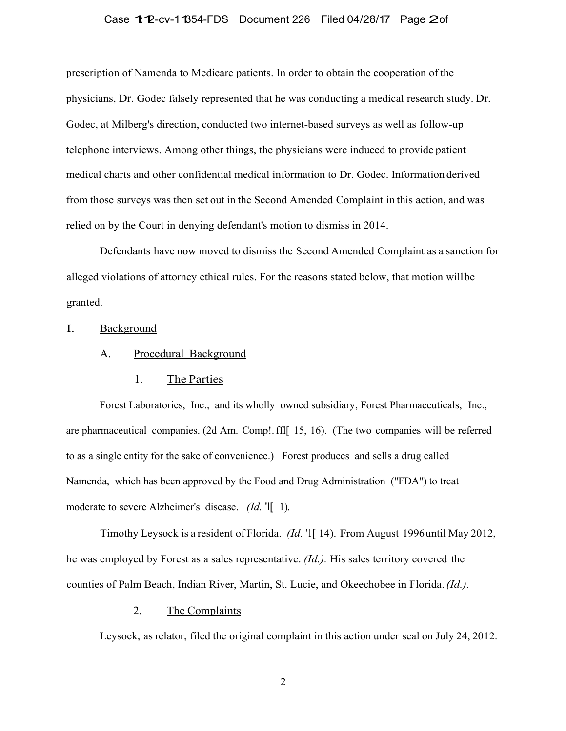prescription of Namenda to Medicare patients. In order to obtain the cooperation of the physicians, Dr. Godec falsely represented that he was conducting a medical research study. Dr. Godec, at Milberg's direction, conducted two internet-based surveys as well as follow-up telephone interviews. Among other things, the physicians were induced to provide patient medical charts and other confidential medical information to Dr. Godec. Information derived from those surveys was then set out in the Second Amended Complaint in this action, and was relied on by the Court in denying defendant's motion to dismiss in 2014.

Defendants have now moved to dismiss the Second Amended Complaint as a sanction for alleged violations of attorney ethical rules. For the reasons stated below, that motion will be granted.

## I. Background

### A. Procedural Background

#### 1. The Parties

Forest Laboratories, Inc., and its wholly owned subsidiary, Forest Pharmaceuticals, Inc., are pharmaceutical companies. (2d Am. Compl. ¶¶ 15, 16). (The two companies will be referred to as a single entity for the sake of convenience.) Forest produces and sells a drug called Namenda, which has been approved by the Food and Drug Administration ("FDA") to treat moderate to severe Alzheimer's disease. *(Id.* ¶ 1).

Timothy Leysock is a resident of Florida. *(Id.* ¶ 14). From August 1996 until May 2012, he was employed by Forest as a sales representative. *(Id.)*. His sales territory covered the counties of Palm Beach, Indian River, Martin, St. Lucie, and Okeechobee in Florida. *(Id.)*.

#### 2. The Complaints

Leysock, as relator, filed the original complaint in this action under seal on July 24, 2012.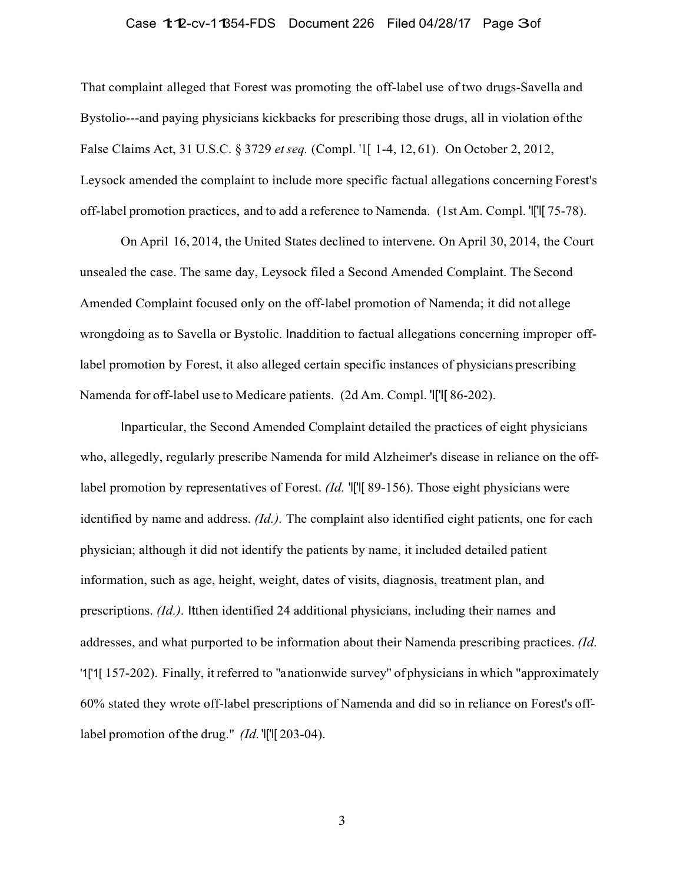That complaint alleged that Forest was promoting the off-label use of two drugs-Savella and Bystolio---and paying physicians kickbacks for prescribing those drugs, all in violation of the False Claims Act, 31 U.S.C. § 3729 *et seq.* (Compl. '1[ 1-4, 12, 61). On October 2, 2012, Leysock amended the complaint to include more specific factual allegations concerning Forest's off-label promotion practices, and to add a reference to Namenda. (1st Am. Compl. 'l['l[ 75-78).

On April 16, 2014, the United States declined to intervene. On April 30, 2014, the Court unsealed the case. The same day, Leysock filed a Second Amended Complaint. The Second Amended Complaint focused only on the off-label promotion of Namenda; it did not allege wrongdoing as to Savella or Bystolic. In addition to factual allegations concerning improper off-label promotion by Forest, it also alleged certain specific instances of physicians prescribing Namenda for off-label use to Medicare patients. (2d Am. Compl. 'l['l[ 86-202).

In particular, the Second Amended Complaint detailed the practices of eight physicians who, allegedly, regularly prescribe Namenda for mild Alzheimer's disease in reliance on the off-label promotion by representatives of Forest. *(Id.* 'l['l[ 89-156). Those eight physicians were identified by name and address. *(Id.).* The complaint also identified eight patients, one for each physician; although it did not identify the patients by name, it included detailed patient information, such as age, height, weight, dates of visits, diagnosis, treatment plan, and prescriptions. *(Id.).* It then identified 24 additional physicians, including their names and addresses, and what purported to be information about their Namenda prescribing practices. *(Id.* '1['1[ 157-202). Finally, it referred to "a nationwide survey" of physicians in which "approximately 60% stated they wrote off-label prescriptions of Namenda and did so in reliance on Forest's off-label promotion of the drug." *(Id.* 'l['l[ 203-04).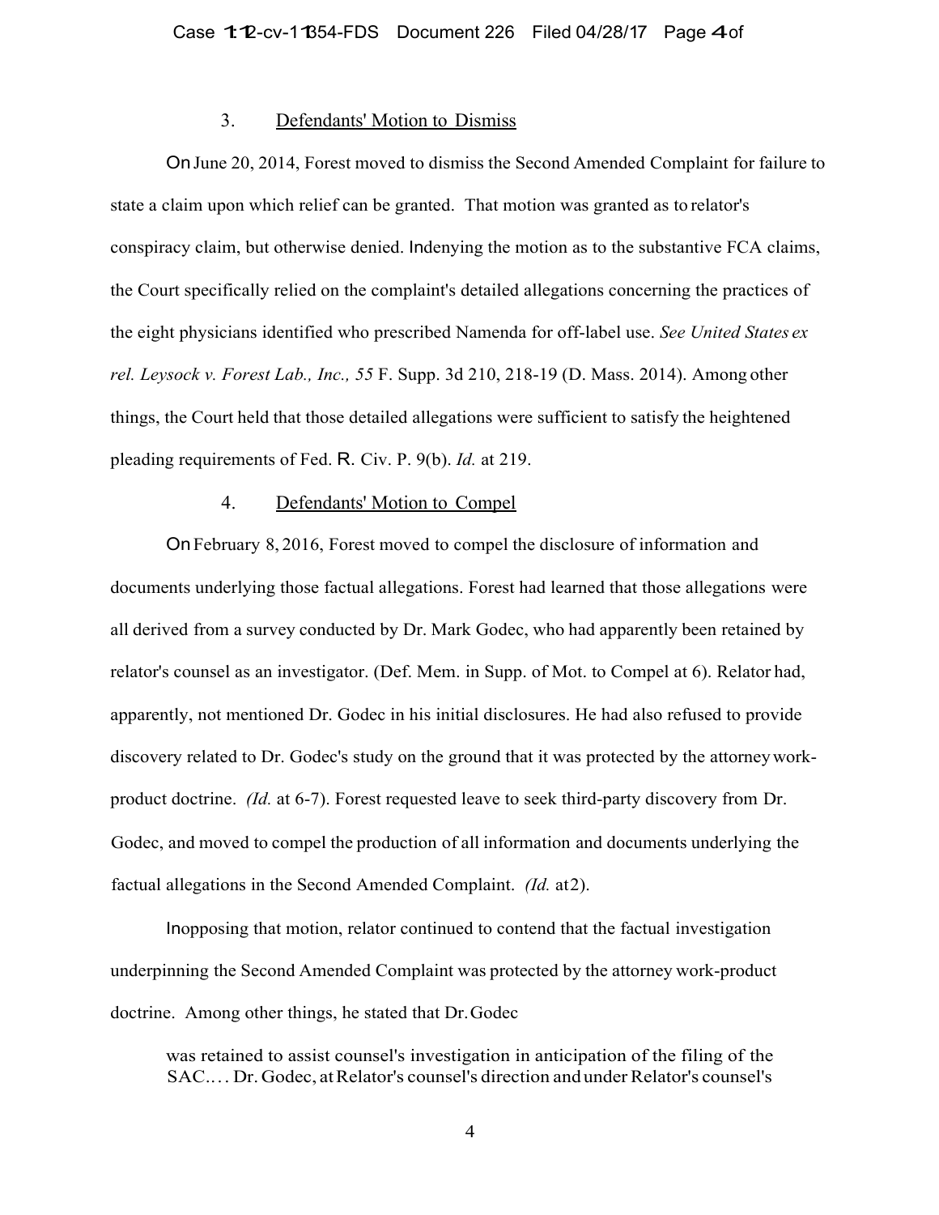### 3. Defendants' Motion to Dismiss

On June 20, 2014, Forest moved to dismiss the Second Amended Complaint for failure to state a claim upon which relief can be granted. That motion was granted as to relator's conspiracy claim, but otherwise denied. In denying the motion as to the substantive FCA claims, the Court specifically relied on the complaint's detailed allegations concerning the practices of the eight physicians identified who prescribed Namenda for off-label use. *See United States ex rel. Leysock v. Forest Lab., Inc., 55* F. Supp. 3d 210, 218-19 (D. Mass. 2014). Among other things, the Court held that those detailed allegations were sufficient to satisfy the heightened pleading requirements of Fed. R. Civ. P. 9(b). *Id.* at 219.

### 4. Defendants' Motion to Compel

On February 8, 2016, Forest moved to compel the disclosure of information and documents underlying those factual allegations. Forest had learned that those allegations were all derived from a survey conducted by Dr. Mark Godec, who had apparently been retained by relator's counsel as an investigator. (Def. Mem. in Supp. of Mot. to Compel at 6). Relator had, apparently, not mentioned Dr. Godec in his initial disclosures. He had also refused to provide discovery related to Dr. Godec's study on the ground that it was protected by the attorney work-product doctrine. *(Id.* at 6-7). Forest requested leave to seek third-party discovery from Dr. Godec, and moved to compel the production of all information and documents underlying the factual allegations in the Second Amended Complaint. *(Id.* at 2).

In opposing that motion, relator continued to contend that the factual investigation underpinning the Second Amended Complaint was protected by the attorney work-product doctrine. Among other things, he stated that Dr. Godec

> was retained to assist counsel's investigation in anticipation of the filing of the SAC.... Dr. Godec, at Relator's counsel's direction and under Relator's counsel's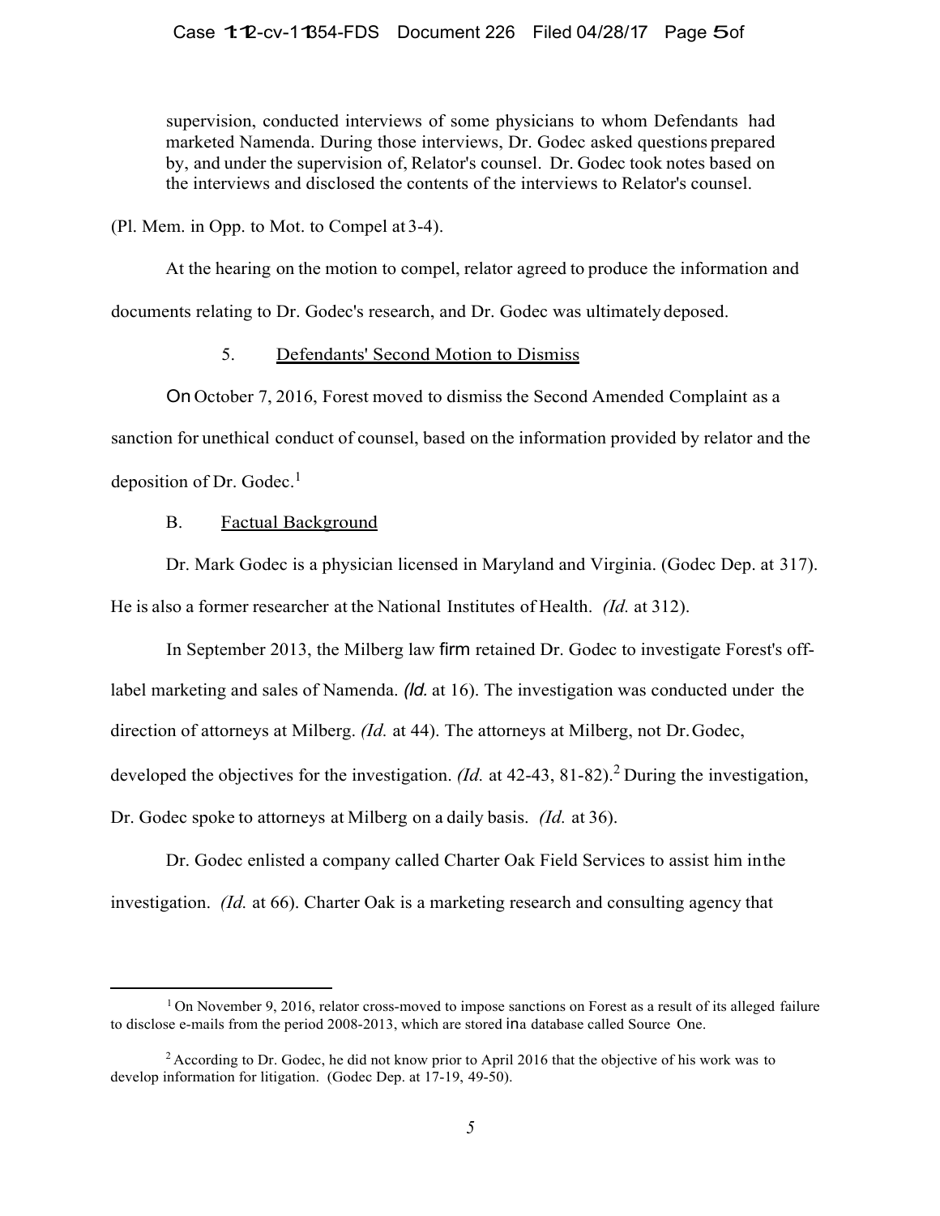> supervision, conducted interviews of some physicians to whom Defendants had marketed Namenda. During those interviews, Dr. Godec asked questions prepared by, and under the supervision of, Relator's counsel. Dr. Godec took notes based on the interviews and disclosed the contents of the interviews to Relator's counsel.

(Pl. Mem. in Opp. to Mot. to Compel at 3-4).

At the hearing on the motion to compel, relator agreed to produce the information and documents relating to Dr. Godec's research, and Dr. Godec was ultimately deposed.

### 5. Defendants' Second Motion to Dismiss

On October 7, 2016, Forest moved to dismiss the Second Amended Complaint as a sanction for unethical conduct of counsel, based on the information provided by relator and the deposition of Dr. Godec.[1]

## B. Factual Background

Dr. Mark Godec is a physician licensed in Maryland and Virginia. (Godec Dep. at 317). He is also a former researcher at the National Institutes of Health. *(Id.* at 312).

In September 2013, the Milberg law firm retained Dr. Godec to investigate Forest's off-label marketing and sales of Namenda. *(Id.* at 16). The investigation was conducted under the direction of attorneys at Milberg. *(Id.* at 44). The attorneys at Milberg, not Dr. Godec, developed the objectives for the investigation. *(Id.* at 42-43, 81-82).[2] During the investigation, Dr. Godec spoke to attorneys at Milberg on a daily basis. *(Id.* at 36).

Dr. Godec enlisted a company called Charter Oak Field Services to assist him in the investigation. *(Id.* at 66). Charter Oak is a marketing research and consulting agency that

---

[1] On November 9, 2016, relator cross-moved to impose sanctions on Forest as a result of its alleged failure to disclose e-mails from the period 2008-2013, which are stored in a database called Source One.

[2] According to Dr. Godec, he did not know prior to April 2016 that the objective of his work was to develop information for litigation. (Godec Dep. at 17-19, 49-50).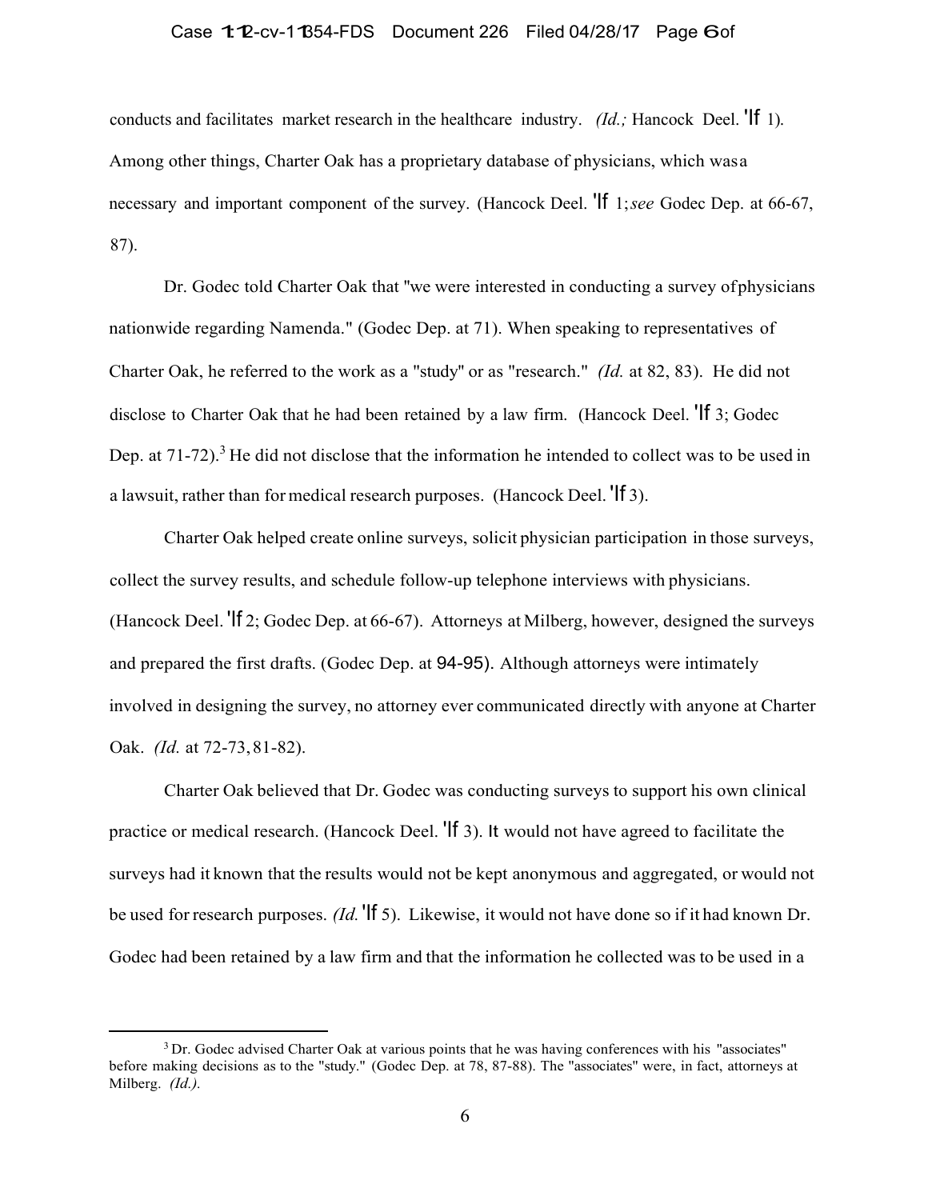conducts and facilitates market research in the healthcare industry. *(Id.;* Hancock Deel. 'If 1). Among other things, Charter Oak has a proprietary database of physicians, which was a necessary and important component of the survey. (Hancock Deel. 'If 1; *see* Godec Dep. at 66-67, 87).

Dr. Godec told Charter Oak that "we were interested in conducting a survey of physicians nationwide regarding Namenda." (Godec Dep. at 71). When speaking to representatives of Charter Oak, he referred to the work as a "study" or as "research." *(Id.* at 82, 83). He did not disclose to Charter Oak that he had been retained by a law firm. (Hancock Deel. 'If 3; Godec Dep. at 71-72).[3] He did not disclose that the information he intended to collect was to be used in a lawsuit, rather than for medical research purposes. (Hancock Deel. 'If 3).

Charter Oak helped create online surveys, solicit physician participation in those surveys, collect the survey results, and schedule follow-up telephone interviews with physicians. (Hancock Deel. 'If 2; Godec Dep. at 66-67). Attorneys at Milberg, however, designed the surveys and prepared the first drafts. (Godec Dep. at 94-95). Although attorneys were intimately involved in designing the survey, no attorney ever communicated directly with anyone at Charter Oak. *(Id.* at 72-73, 81-82).

Charter Oak believed that Dr. Godec was conducting surveys to support his own clinical practice or medical research. (Hancock Deel. 'If 3). It would not have agreed to facilitate the surveys had it known that the results would not be kept anonymous and aggregated, or would not be used for research purposes. *(Id.* 'If 5). Likewise, it would not have done so if it had known Dr. Godec had been retained by a law firm and that the information he collected was to be used in a

[3] Dr. Godec advised Charter Oak at various points that he was having conferences with his "associates" before making decisions as to the "study." (Godec Dep. at 78, 87-88). The "associates" were, in fact, attorneys at Milberg. *(Id.).*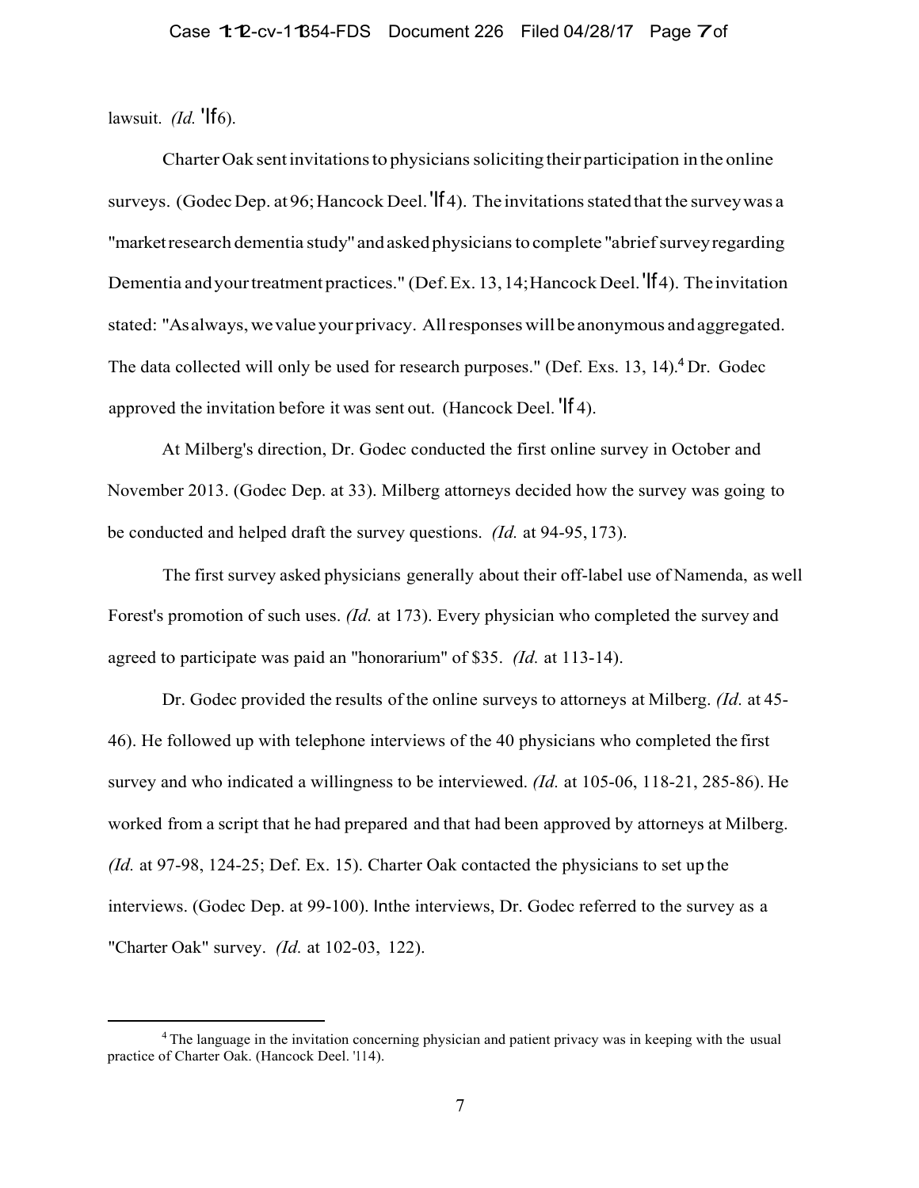lawsuit. *(Id.* 'If6).

Charter Oak sent invitations to physicians soliciting their participation in the online surveys. (Godec Dep. at 96; Hancock Deel. 'If4). The invitations stated that the survey was a "market research dementia study" and asked physicians to complete "a brief survey regarding Dementia and your treatment practices." (Def. Ex. 13, 14; Hancock Deel. 'If4). The invitation stated: "As always, we value your privacy. All responses will be anonymous and aggregated. The data collected will only be used for research purposes." (Def. Exs. 13, 14).[4] Dr. Godec approved the invitation before it was sent out. (Hancock Deel. 'If 4).

At Milberg's direction, Dr. Godec conducted the first online survey in October and November 2013. (Godec Dep. at 33). Milberg attorneys decided how the survey was going to be conducted and helped draft the survey questions. *(Id.* at 94-95, 173).

The first survey asked physicians generally about their off-label use of Namenda, as well Forest's promotion of such uses. *(Id.* at 173). Every physician who completed the survey and agreed to participate was paid an "honorarium" of $35. *(Id.* at 113-14).

Dr. Godec provided the results of the online surveys to attorneys at Milberg. *(Id.* at 45-46). He followed up with telephone interviews of the 40 physicians who completed the first survey and who indicated a willingness to be interviewed. *(Id.* at 105-06, 118-21, 285-86). He worked from a script that he had prepared and that had been approved by attorneys at Milberg. *(Id.* at 97-98, 124-25; Def. Ex. 15). Charter Oak contacted the physicians to set up the interviews. (Godec Dep. at 99-100). In the interviews, Dr. Godec referred to the survey as a "Charter Oak" survey. *(Id.* at 102-03, 122).

---

[4] The language in the invitation concerning physician and patient privacy was in keeping with the usual practice of Charter Oak. (Hancock Deel. '114).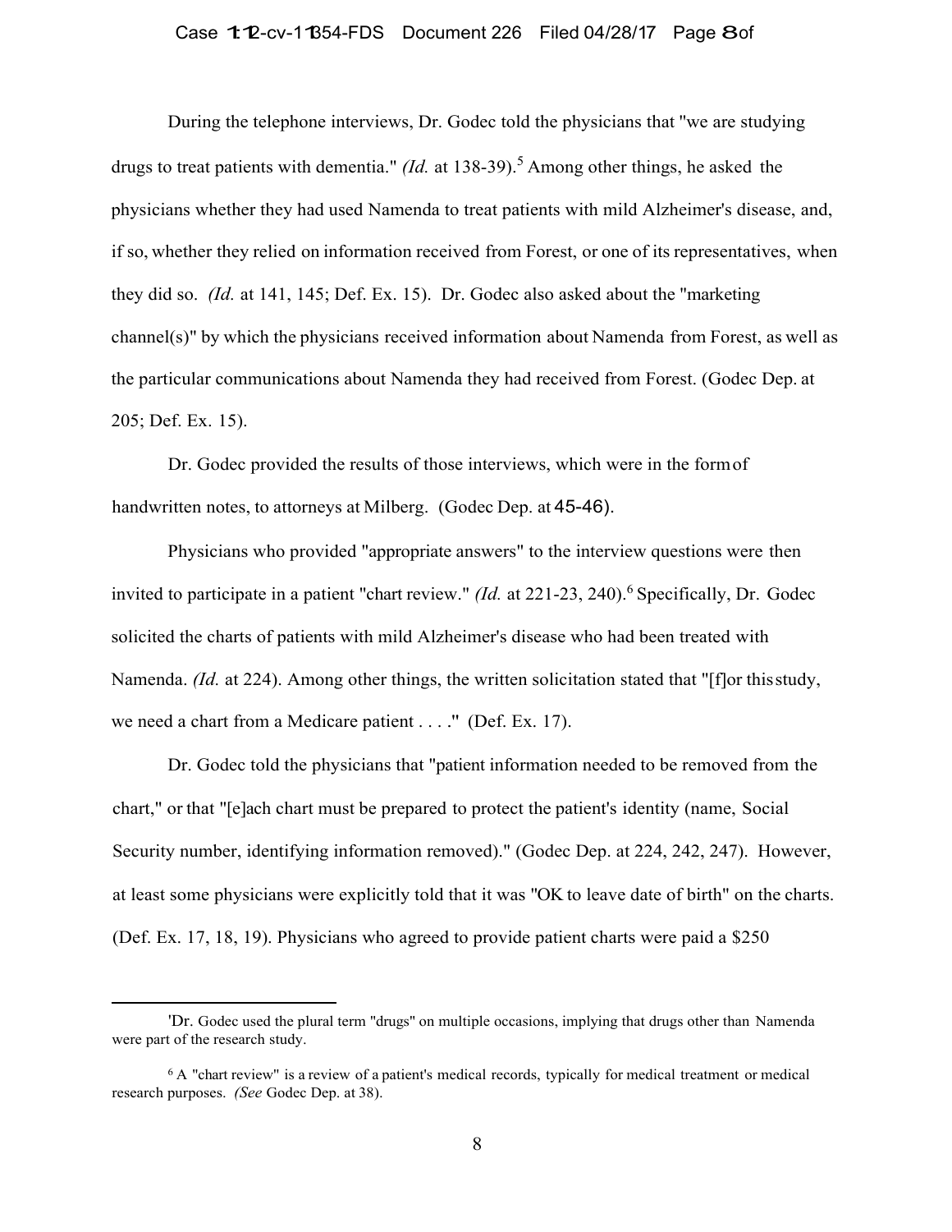During the telephone interviews, Dr. Godec told the physicians that "we are studying drugs to treat patients with dementia." *(Id.* at 138-39).[5] Among other things, he asked the physicians whether they had used Namenda to treat patients with mild Alzheimer's disease, and, if so, whether they relied on information received from Forest, or one of its representatives, when they did so. *(Id.* at 141, 145; Def. Ex. 15). Dr. Godec also asked about the "marketing channel(s)" by which the physicians received information about Namenda from Forest, as well as the particular communications about Namenda they had received from Forest. (Godec Dep. at 205; Def. Ex. 15).

Dr. Godec provided the results of those interviews, which were in the form of handwritten notes, to attorneys at Milberg. (Godec Dep. at 45-46).

Physicians who provided "appropriate answers" to the interview questions were then invited to participate in a patient "chart review." *(Id.* at 221-23, 240).[6] Specifically, Dr. Godec solicited the charts of patients with mild Alzheimer's disease who had been treated with Namenda. *(Id.* at 224). Among other things, the written solicitation stated that "[f]or this study, we need a chart from a Medicare patient . . . ." (Def. Ex. 17).

Dr. Godec told the physicians that "patient information needed to be removed from the chart," or that "[e]ach chart must be prepared to protect the patient's identity (name, Social Security number, identifying information removed)." (Godec Dep. at 224, 242, 247). However, at least some physicians were explicitly told that it was "OK to leave date of birth" on the charts. (Def. Ex. 17, 18, 19). Physicians who agreed to provide patient charts were paid a $250

---

[5] Dr. Godec used the plural term "drugs" on multiple occasions, implying that drugs other than Namenda were part of the research study.

[6] A "chart review" is a review of a patient's medical records, typically for medical treatment or medical research purposes. *(See* Godec Dep. at 38).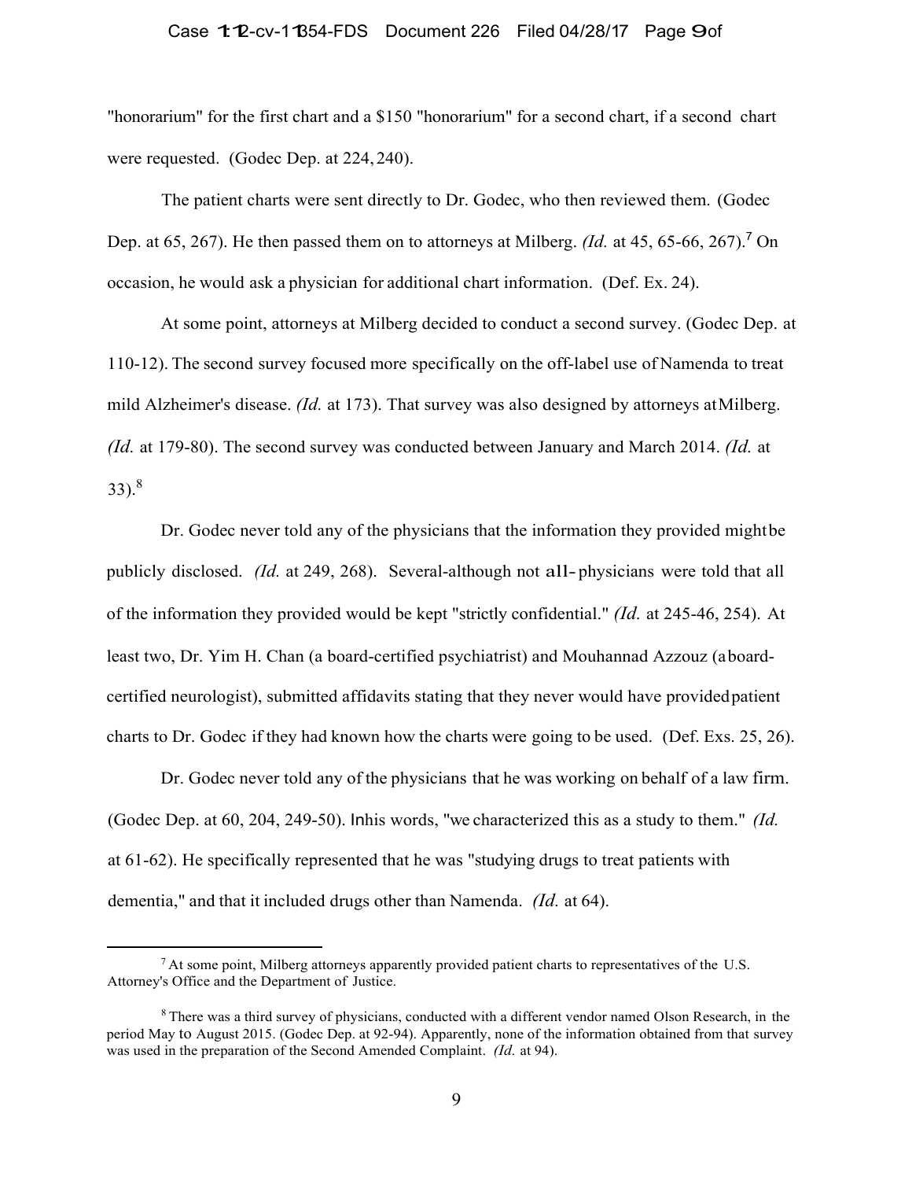"honorarium" for the first chart and a $150 "honorarium" for a second chart, if a second chart were requested. (Godec Dep. at 224, 240).

The patient charts were sent directly to Dr. Godec, who then reviewed them. (Godec Dep. at 65, 267). He then passed them on to attorneys at Milberg. *(Id.* at 45, 65-66, 267).[7] On occasion, he would ask a physician for additional chart information. (Def. Ex. 24).

At some point, attorneys at Milberg decided to conduct a second survey. (Godec Dep. at 110-12). The second survey focused more specifically on the off-label use of Namenda to treat mild Alzheimer's disease. *(Id.* at 173). That survey was also designed by attorneys at Milberg. *(Id.* at 179-80). The second survey was conducted between January and March 2014. *(Id.* at 33).[8]

Dr. Godec never told any of the physicians that the information they provided might be publicly disclosed. *(Id.* at 249, 268). Several-although not all- physicians were told that all of the information they provided would be kept "strictly confidential." *(Id.* at 245-46, 254). At least two, Dr. Yim H. Chan (a board-certified psychiatrist) and Mouhannad Azzouz (a board-certified neurologist), submitted affidavits stating that they never would have provided patient charts to Dr. Godec if they had known how the charts were going to be used. (Def. Exs. 25, 26).

Dr. Godec never told any of the physicians that he was working on behalf of a law firm. (Godec Dep. at 60, 204, 249-50). In his words, "we characterized this as a study to them." *(Id.* at 61-62). He specifically represented that he was "studying drugs to treat patients with dementia," and that it included drugs other than Namenda. *(Id.* at 64).

---

[7] At some point, Milberg attorneys apparently provided patient charts to representatives of the U.S. Attorney's Office and the Department of Justice.

[8] There was a third survey of physicians, conducted with a different vendor named Olson Research, in the period May to August 2015. (Godec Dep. at 92-94). Apparently, none of the information obtained from that survey was used in the preparation of the Second Amended Complaint. *(Id.* at 94).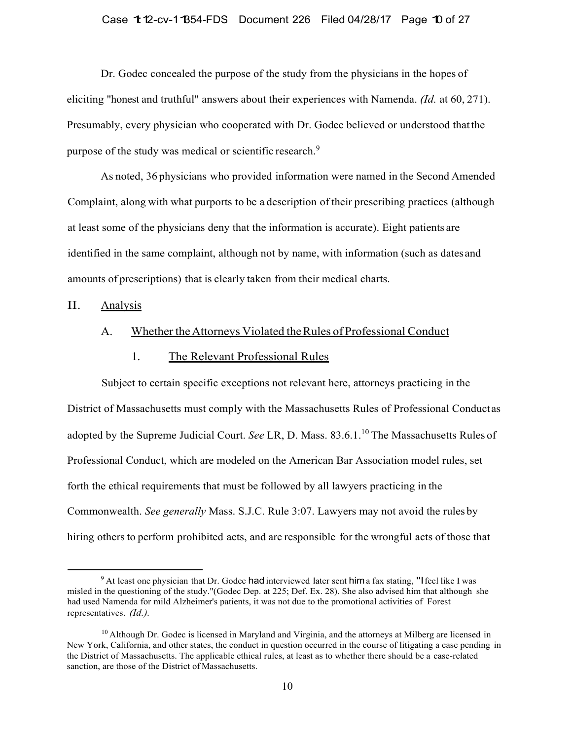Dr. Godec concealed the purpose of the study from the physicians in the hopes of eliciting "honest and truthful" answers about their experiences with Namenda. *(Id.* at 60, 271). Presumably, every physician who cooperated with Dr. Godec believed or understood that the purpose of the study was medical or scientific research.[9]

As noted, 36 physicians who provided information were named in the Second Amended Complaint, along with what purports to be a description of their prescribing practices (although at least some of the physicians deny that the information is accurate). Eight patients are identified in the same complaint, although not by name, with information (such as dates and amounts of prescriptions) that is clearly taken from their medical charts.

## II. Analysis

### A. Whether the Attorneys Violated the Rules of Professional Conduct

#### 1. The Relevant Professional Rules

Subject to certain specific exceptions not relevant here, attorneys practicing in the District of Massachusetts must comply with the Massachusetts Rules of Professional Conduct as adopted by the Supreme Judicial Court. *See* LR, D. Mass. 83.6.1.[10] The Massachusetts Rules of Professional Conduct, which are modeled on the American Bar Association model rules, set forth the ethical requirements that must be followed by all lawyers practicing in the Commonwealth. *See generally* Mass. S.J.C. Rule 3:07. Lawyers may not avoid the rules by hiring others to perform prohibited acts, and are responsible for the wrongful acts of those that

---

[9] At least one physician that Dr. Godec had interviewed later sent him a fax stating, "I feel like I was misled in the questioning of the study."(Godec Dep. at 225; Def. Ex. 28). She also advised him that although she had used Namenda for mild Alzheimer's patients, it was not due to the promotional activities of Forest representatives. *(Id.).*

[10] Although Dr. Godec is licensed in Maryland and Virginia, and the attorneys at Milberg are licensed in New York, California, and other states, the conduct in question occurred in the course of litigating a case pending in the District of Massachusetts. The applicable ethical rules, at least as to whether there should be a case-related sanction, are those of the District of Massachusetts.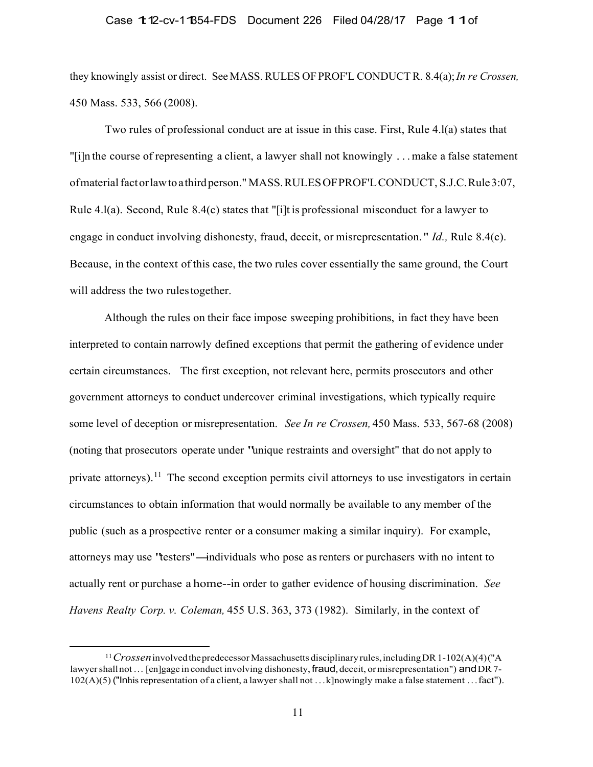they knowingly assist or direct. See MASS. RULES OF PROF'L CONDUCT R. 8.4(a); *In re Crossen,* 450 Mass. 533, 566 (2008).

Two rules of professional conduct are at issue in this case. First, Rule 4.l(a) states that "[i]n the course of representing a client, a lawyer shall not knowingly . . . make a false statement of material fact or law to a third person." MASS. RULES OF PROF'L CONDUCT, S.J.C. Rule 3:07, Rule 4.l(a). Second, Rule 8.4(c) states that "[i]t is professional misconduct for a lawyer to engage in conduct involving dishonesty, fraud, deceit, or misrepresentation." *Id.,* Rule 8.4(c). Because, in the context of this case, the two rules cover essentially the same ground, the Court will address the two rules together.

Although the rules on their face impose sweeping prohibitions, in fact they have been interpreted to contain narrowly defined exceptions that permit the gathering of evidence under certain circumstances. The first exception, not relevant here, permits prosecutors and other government attorneys to conduct undercover criminal investigations, which typically require some level of deception or misrepresentation. *See In re Crossen,* 450 Mass. 533, 567-68 (2008) (noting that prosecutors operate under "unique restraints and oversight" that do not apply to private attorneys).[11] The second exception permits civil attorneys to use investigators in certain circumstances to obtain information that would normally be available to any member of the public (such as a prospective renter or a consumer making a similar inquiry). For example, attorneys may use "testers"—individuals who pose as renters or purchasers with no intent to actually rent or purchase a home--in order to gather evidence of housing discrimination. *See Havens Realty Corp. v. Coleman,* 455 U.S. 363, 373 (1982). Similarly, in the context of

---

[11] *Crossen* involved the predecessor Massachusetts disciplinary rules, including DR 1-102(A)(4) ("A lawyer shall not . . . [en]gage in conduct involving dishonesty, fraud, deceit, or misrepresentation") and DR 7-102(A)(5) ("In his representation of a client, a lawyer shall not . . . k]nowingly make a false statement . . . fact").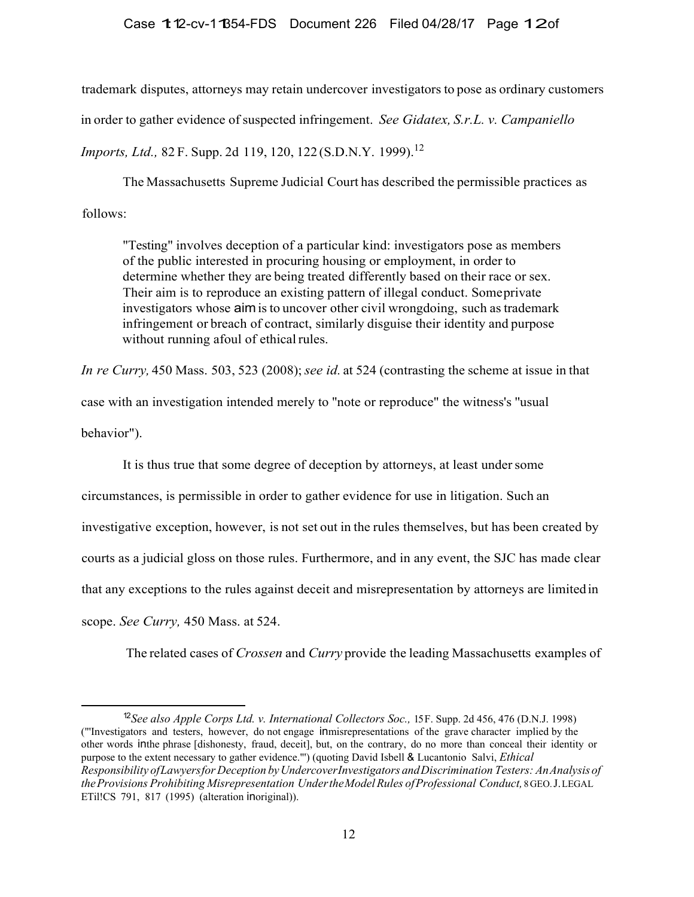trademark disputes, attorneys may retain undercover investigators to pose as ordinary customers in order to gather evidence of suspected infringement. *See Gidatex, S.r.L. v. Campaniello Imports, Ltd.,* 82 F. Supp. 2d 119, 120, 122 (S.D.N.Y. 1999).[12]

The Massachusetts Supreme Judicial Court has described the permissible practices as follows:

> "Testing" involves deception of a particular kind: investigators pose as members of the public interested in procuring housing or employment, in order to determine whether they are being treated differently based on their race or sex. Their aim is to reproduce an existing pattern of illegal conduct. Some private investigators whose aim is to uncover other civil wrongdoing, such as trademark infringement or breach of contract, similarly disguise their identity and purpose without running afoul of ethical rules.

*In re Curry,* 450 Mass. 503, 523 (2008); *see id.* at 524 (contrasting the scheme at issue in that case with an investigation intended merely to "note or reproduce" the witness's "usual behavior").

It is thus true that some degree of deception by attorneys, at least under some circumstances, is permissible in order to gather evidence for use in litigation. Such an investigative exception, however, is not set out in the rules themselves, but has been created by courts as a judicial gloss on those rules. Furthermore, and in any event, the SJC has made clear that any exceptions to the rules against deceit and misrepresentation by attorneys are limited in scope. *See Curry,* 450 Mass. at 524.

The related cases of *Crossen* and *Curry* provide the leading Massachusetts examples of

---

[12] *See also Apple Corps Ltd. v. International Collectors Soc.,* 15 F. Supp. 2d 456, 476 (D.N.J. 1998) ("'Investigators and testers, however, do not engage in misrepresentations of the grave character implied by the other words in the phrase [dishonesty, fraud, deceit], but, on the contrary, do no more than conceal their identity or purpose to the extent necessary to gather evidence.'") (quoting David Isbell & Lucantonio Salvi, *Ethical Responsibility of Lawyers for Deception by Undercover Investigators and Discrimination Testers: An Analysis of the Provisions Prohibiting Misrepresentation Under the Model Rules of Professional Conduct,* 8 GEO. J. LEGAL ETHICS 791, 817 (1995) (alteration in original)).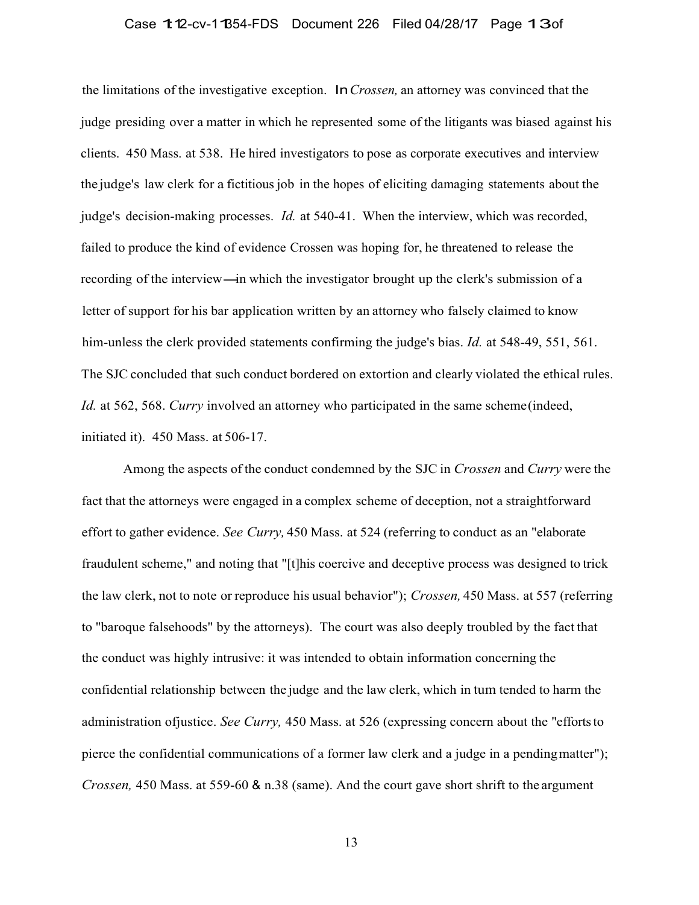the limitations of the investigative exception. In *Crossen,* an attorney was convinced that the judge presiding over a matter in which he represented some of the litigants was biased against his clients. 450 Mass. at 538. He hired investigators to pose as corporate executives and interview the judge's law clerk for a fictitious job in the hopes of eliciting damaging statements about the judge's decision-making processes. *Id.* at 540-41. When the interview, which was recorded, failed to produce the kind of evidence Crossen was hoping for, he threatened to release the recording of the interview—in which the investigator brought up the clerk's submission of a letter of support for his bar application written by an attorney who falsely claimed to know him-unless the clerk provided statements confirming the judge's bias. *Id.* at 548-49, 551, 561. The SJC concluded that such conduct bordered on extortion and clearly violated the ethical rules. *Id.* at 562, 568. *Curry* involved an attorney who participated in the same scheme (indeed, initiated it). 450 Mass. at 506-17.

Among the aspects of the conduct condemned by the SJC in *Crossen* and *Curry* were the fact that the attorneys were engaged in a complex scheme of deception, not a straightforward effort to gather evidence. *See Curry,* 450 Mass. at 524 (referring to conduct as an "elaborate fraudulent scheme," and noting that "[t]his coercive and deceptive process was designed to trick the law clerk, not to note or reproduce his usual behavior"); *Crossen,* 450 Mass. at 557 (referring to "baroque falsehoods" by the attorneys). The court was also deeply troubled by the fact that the conduct was highly intrusive: it was intended to obtain information concerning the confidential relationship between the judge and the law clerk, which in tum tended to harm the administration ofjustice. *See Curry,* 450 Mass. at 526 (expressing concern about the "efforts to pierce the confidential communications of a former law clerk and a judge in a pending matter"); *Crossen,* 450 Mass. at 559-60 & n.38 (same). And the court gave short shrift to the argument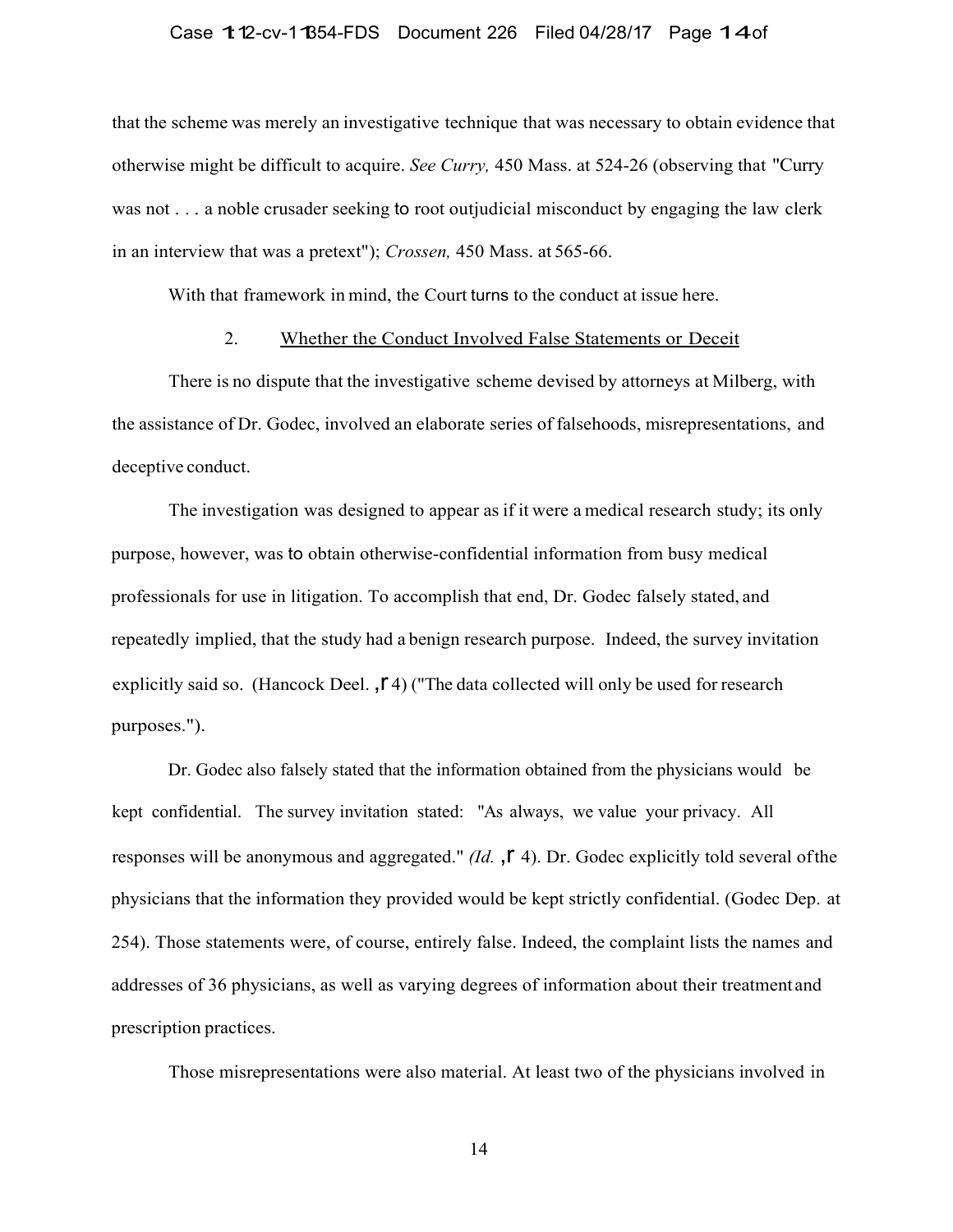that the scheme was merely an investigative technique that was necessary to obtain evidence that otherwise might be difficult to acquire. *See Curry,* 450 Mass. at 524-26 (observing that "Curry was not . . . a noble crusader seeking to root outjudicial misconduct by engaging the law clerk in an interview that was a pretext"); *Crossen,* 450 Mass. at 565-66.

With that framework in mind, the Court turns to the conduct at issue here.

2. Whether the Conduct Involved False Statements or Deceit

There is no dispute that the investigative scheme devised by attorneys at Milberg, with the assistance of Dr. Godec, involved an elaborate series of falsehoods, misrepresentations, and deceptive conduct.

The investigation was designed to appear as if it were a medical research study; its only purpose, however, was to obtain otherwise-confidential information from busy medical professionals for use in litigation. To accomplish that end, Dr. Godec falsely stated, and repeatedly implied, that the study had a benign research purpose. Indeed, the survey invitation explicitly said so. (Hancock Decl. ¶ 4) ("The data collected will only be used for research purposes.").

Dr. Godec also falsely stated that the information obtained from the physicians would be kept confidential. The survey invitation stated: "As always, we value your privacy. All responses will be anonymous and aggregated." (*Id.* ¶ 4). Dr. Godec explicitly told several of the physicians that the information they provided would be kept strictly confidential. (Godec Dep. at 254). Those statements were, of course, entirely false. Indeed, the complaint lists the names and addresses of 36 physicians, as well as varying degrees of information about their treatment and prescription practices.

Those misrepresentations were also material. At least two of the physicians involved in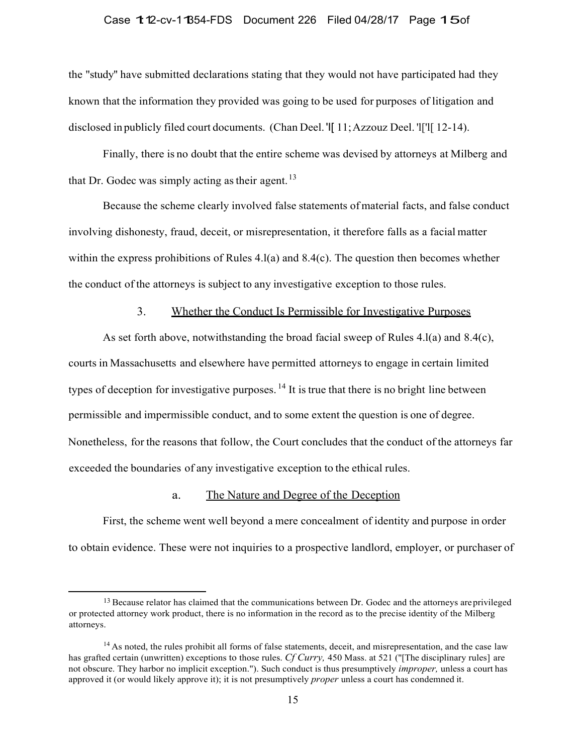the "study" have submitted declarations stating that they would not have participated had they known that the information they provided was going to be used for purposes of litigation and disclosed in publicly filed court documents. (Chan Decl. ¶ 11; Azzouz Decl. ¶¶ 12-14).

Finally, there is no doubt that the entire scheme was devised by attorneys at Milberg and that Dr. Godec was simply acting as their agent.[13]

Because the scheme clearly involved false statements of material facts, and false conduct involving dishonesty, fraud, deceit, or misrepresentation, it therefore falls as a facial matter within the express prohibitions of Rules 4.1(a) and 8.4(c). The question then becomes whether the conduct of the attorneys is subject to any investigative exception to those rules.

### 3. Whether the Conduct Is Permissible for Investigative Purposes

As set forth above, notwithstanding the broad facial sweep of Rules 4.1(a) and 8.4(c), courts in Massachusetts and elsewhere have permitted attorneys to engage in certain limited types of deception for investigative purposes.[14] It is true that there is no bright line between permissible and impermissible conduct, and to some extent the question is one of degree. Nonetheless, for the reasons that follow, the Court concludes that the conduct of the attorneys far exceeded the boundaries of any investigative exception to the ethical rules.

#### a. The Nature and Degree of the Deception

First, the scheme went well beyond a mere concealment of identity and purpose in order to obtain evidence. These were not inquiries to a prospective landlord, employer, or purchaser of

---

[13] Because relator has claimed that the communications between Dr. Godec and the attorneys are privileged or protected attorney work product, there is no information in the record as to the precise identity of the Milberg attorneys.

[14] As noted, the rules prohibit all forms of false statements, deceit, and misrepresentation, and the case law has grafted certain (unwritten) exceptions to those rules. *Cf Curry,* 450 Mass. at 521 ("[The disciplinary rules] are not obscure. They harbor no implicit exception."). Such conduct is thus presumptively *improper,* unless a court has approved it (or would likely approve it); it is not presumptively *proper* unless a court has condemned it.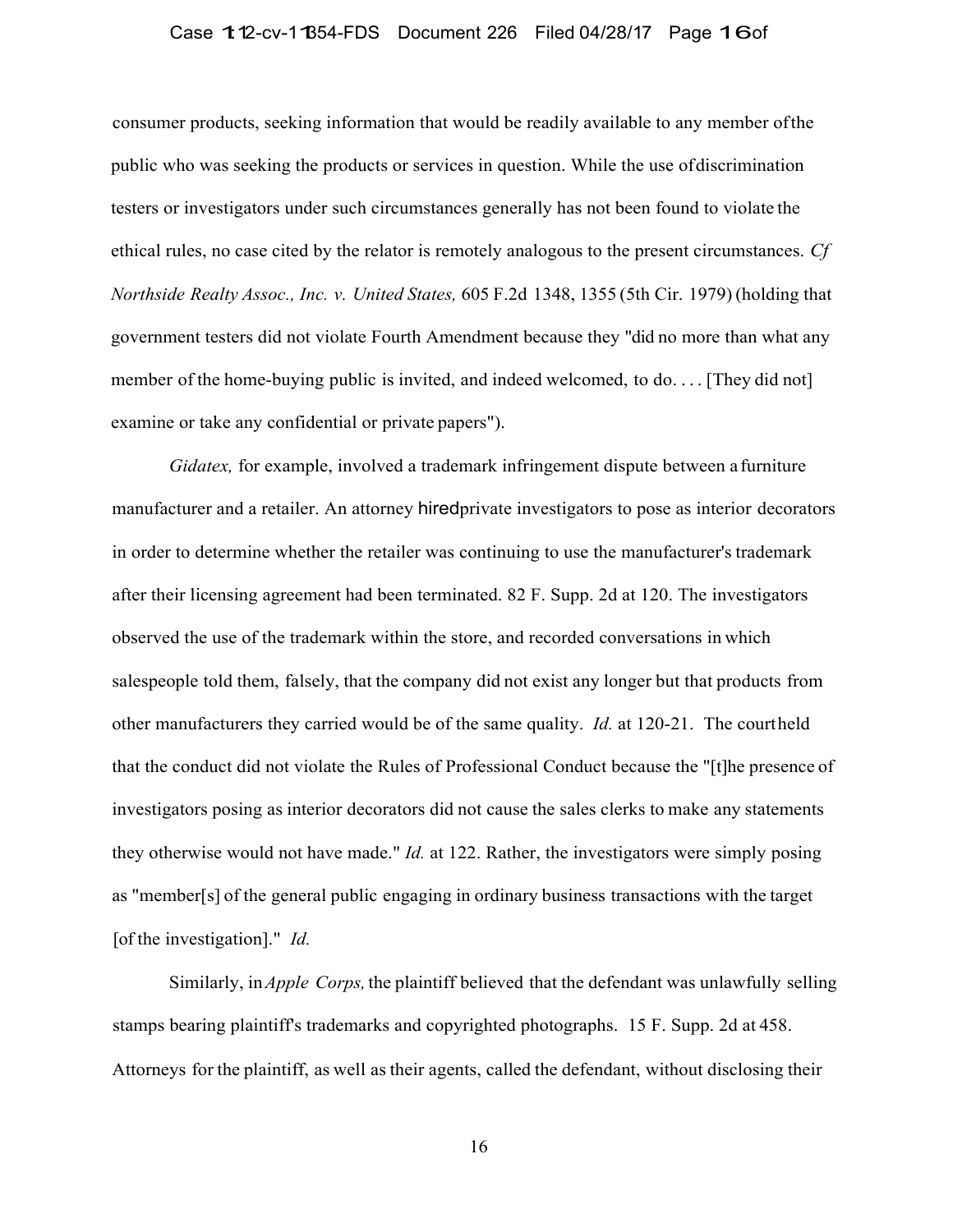consumer products, seeking information that would be readily available to any member of the public who was seeking the products or services in question. While the use of discrimination testers or investigators under such circumstances generally has not been found to violate the ethical rules, no case cited by the relator is remotely analogous to the present circumstances. *Cf Northside Realty Assoc., Inc. v. United States,* 605 F.2d 1348, 1355 (5th Cir. 1979) (holding that government testers did not violate Fourth Amendment because they "did no more than what any member of the home-buying public is invited, and indeed welcomed, to do. . . . [They did not] examine or take any confidential or private papers").

*Gidatex,* for example, involved a trademark infringement dispute between a furniture manufacturer and a retailer. An attorney hired private investigators to pose as interior decorators in order to determine whether the retailer was continuing to use the manufacturer's trademark after their licensing agreement had been terminated. 82 F. Supp. 2d at 120. The investigators observed the use of the trademark within the store, and recorded conversations in which salespeople told them, falsely, that the company did not exist any longer but that products from other manufacturers they carried would be of the same quality. *Id.* at 120-21. The court held that the conduct did not violate the Rules of Professional Conduct because the "[t]he presence of investigators posing as interior decorators did not cause the sales clerks to make any statements they otherwise would not have made." *Id.* at 122. Rather, the investigators were simply posing as "member[s] of the general public engaging in ordinary business transactions with the target [of the investigation]." *Id.*

Similarly, in *Apple Corps,* the plaintiff believed that the defendant was unlawfully selling stamps bearing plaintiff's trademarks and copyrighted photographs. 15 F. Supp. 2d at 458. Attorneys for the plaintiff, as well as their agents, called the defendant, without disclosing their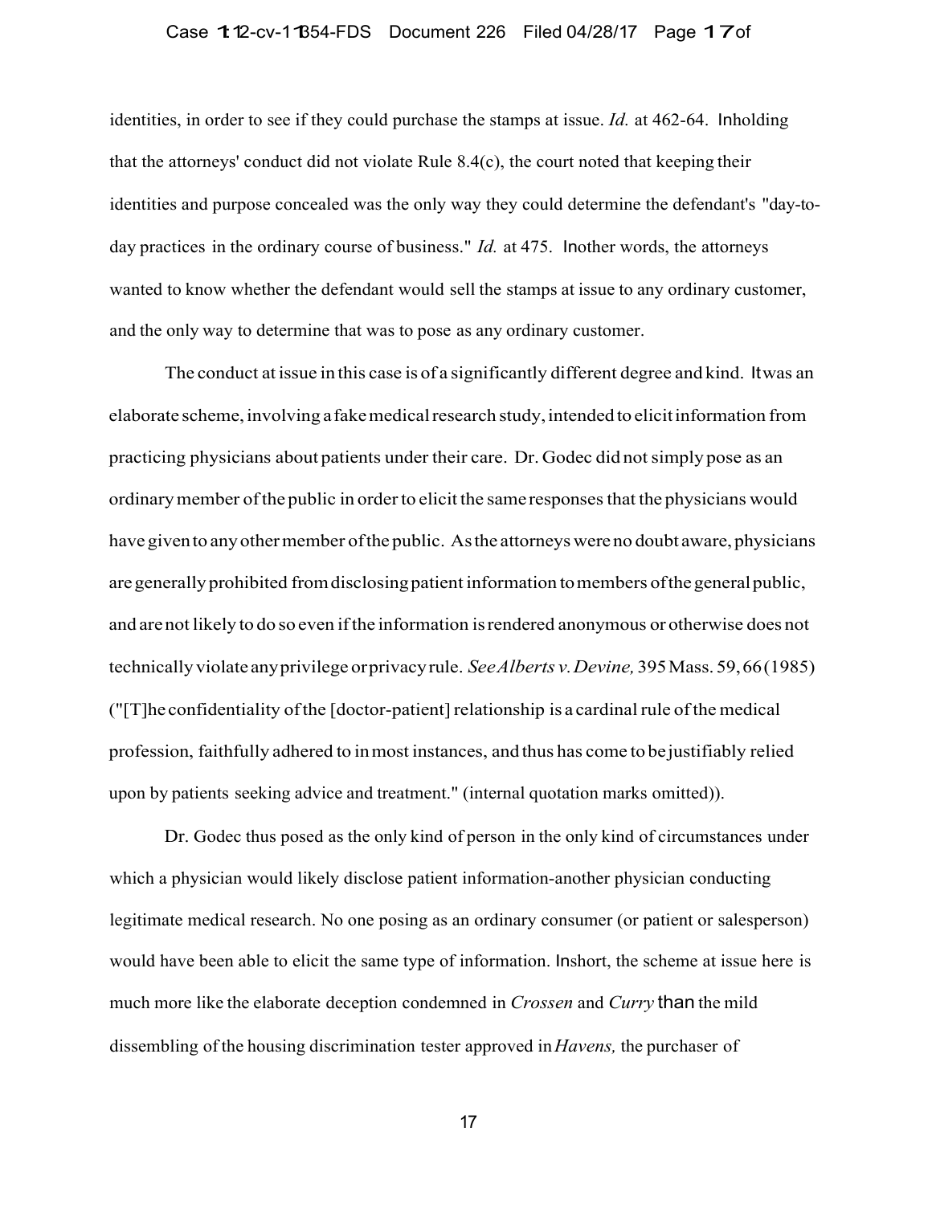identities, in order to see if they could purchase the stamps at issue. *Id.* at 462-64. In holding that the attorneys' conduct did not violate Rule 8.4(c), the court noted that keeping their identities and purpose concealed was the only way they could determine the defendant's "day-to-day practices in the ordinary course of business." *Id.* at 475. In other words, the attorneys wanted to know whether the defendant would sell the stamps at issue to any ordinary customer, and the only way to determine that was to pose as any ordinary customer.

The conduct at issue in this case is of a significantly different degree and kind. It was an elaborate scheme, involving a fake medical research study, intended to elicit information from practicing physicians about patients under their care. Dr. Godec did not simply pose as an ordinary member of the public in order to elicit the same responses that the physicians would have given to any other member of the public. As the attorneys were no doubt aware, physicians are generally prohibited from disclosing patient information to members of the general public, and are not likely to do so even if the information is rendered anonymous or otherwise does not technically violate any privilege or privacy rule. *See Alberts v. Devine,* 395 Mass. 59, 66 (1985) ("[T]he confidentiality of the [doctor-patient] relationship is a cardinal rule of the medical profession, faithfully adhered to in most instances, and thus has come to be justifiably relied upon by patients seeking advice and treatment." (internal quotation marks omitted)).

Dr. Godec thus posed as the only kind of person in the only kind of circumstances under which a physician would likely disclose patient information-another physician conducting legitimate medical research. No one posing as an ordinary consumer (or patient or salesperson) would have been able to elicit the same type of information. In short, the scheme at issue here is much more like the elaborate deception condemned in *Crossen* and *Curry* than the mild dissembling of the housing discrimination tester approved in *Havens,* the purchaser of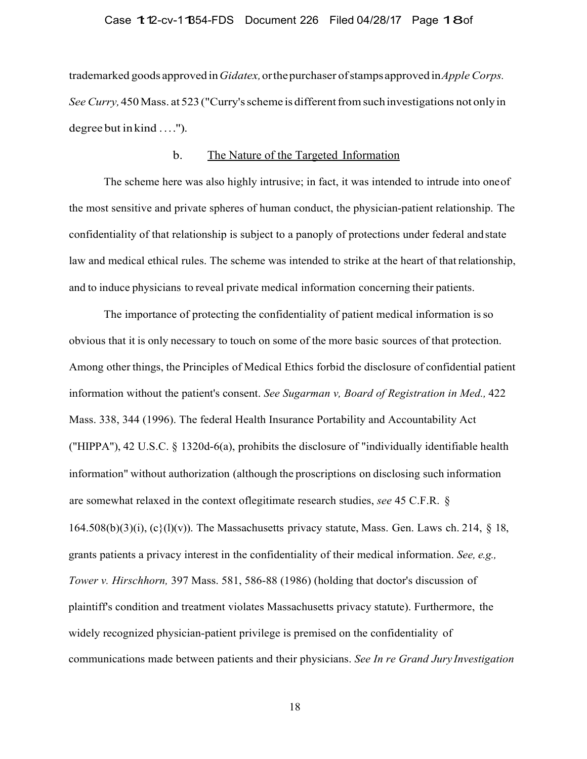trademarked goods approved in *Gidatex,* or the purchaser of stamps approved in *Apple Corps. See Curry,* 450 Mass. at 523 ("Curry's scheme is different from such investigations not only in degree but in kind . . . .").

b. The Nature of the Targeted Information

The scheme here was also highly intrusive; in fact, it was intended to intrude into one of the most sensitive and private spheres of human conduct, the physician-patient relationship. The confidentiality of that relationship is subject to a panoply of protections under federal and state law and medical ethical rules. The scheme was intended to strike at the heart of that relationship, and to induce physicians to reveal private medical information concerning their patients.

The importance of protecting the confidentiality of patient medical information is so obvious that it is only necessary to touch on some of the more basic sources of that protection. Among other things, the Principles of Medical Ethics forbid the disclosure of confidential patient information without the patient's consent. *See Sugarman v, Board of Registration in Med.,* 422 Mass. 338, 344 (1996). The federal Health Insurance Portability and Accountability Act ("HIPPA"), 42 U.S.C. § 1320d-6(a), prohibits the disclosure of "individually identifiable health information" without authorization (although the proscriptions on disclosing such information are somewhat relaxed in the context oflegitimate research studies, *see* 45 C.F.R. § 164.508(b)(3)(i), (c}(l)(v)). The Massachusetts privacy statute, Mass. Gen. Laws ch. 214, § 18, grants patients a privacy interest in the confidentiality of their medical information. *See, e.g., Tower v. Hirschhorn,* 397 Mass. 581, 586-88 (1986) (holding that doctor's discussion of plaintiff's condition and treatment violates Massachusetts privacy statute). Furthermore, the widely recognized physician-patient privilege is premised on the confidentiality of communications made between patients and their physicians. *See In re Grand Jury Investigation*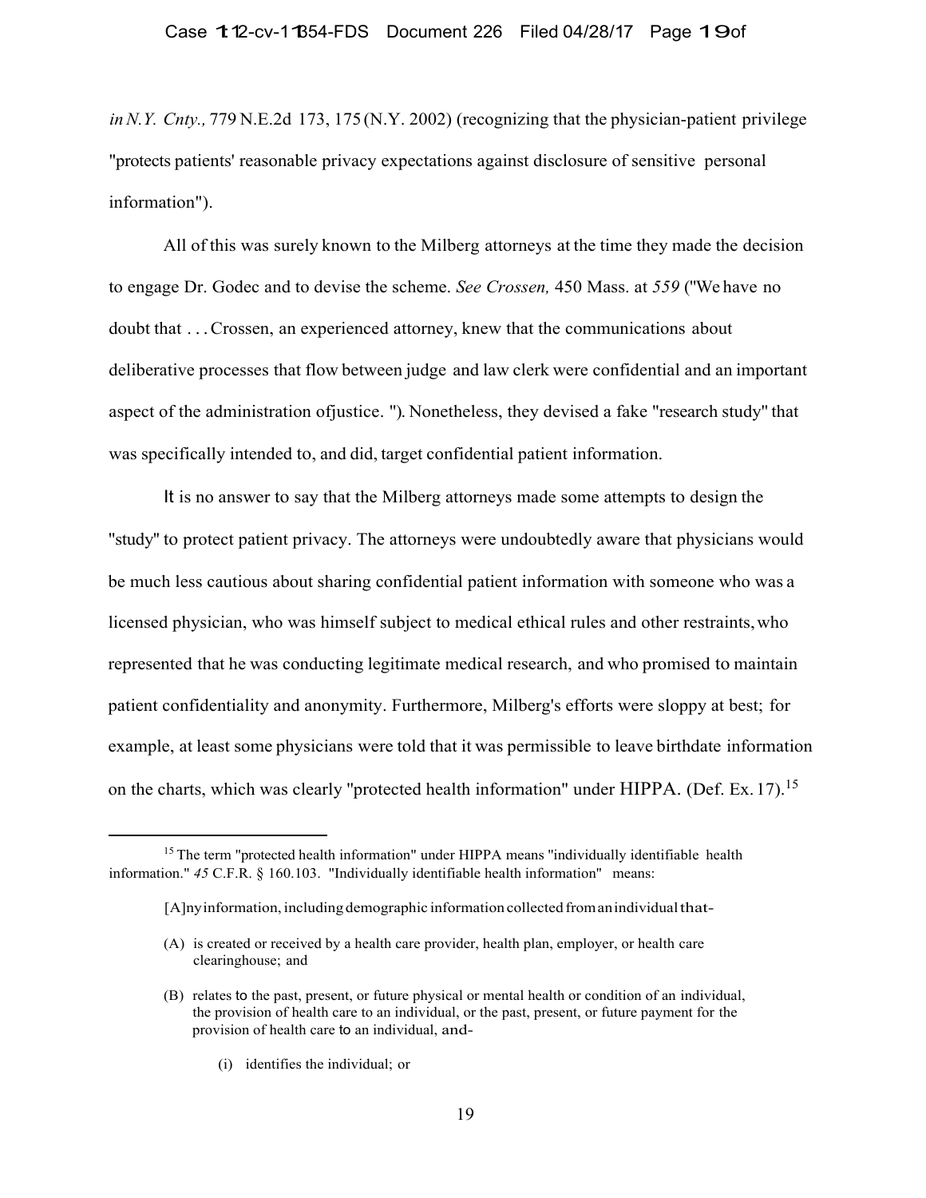*in N.Y. Cnty.,* 779 N.E.2d 173, 175 (N.Y. 2002) (recognizing that the physician-patient privilege "protects patients' reasonable privacy expectations against disclosure of sensitive personal information").

All of this was surely known to the Milberg attorneys at the time they made the decision to engage Dr. Godec and to devise the scheme. *See Crossen,* 450 Mass. at *559* ("We have no doubt that . . . Crossen, an experienced attorney, knew that the communications about deliberative processes that flow between judge and law clerk were confidential and an important aspect of the administration ofjustice. "). Nonetheless, they devised a fake "research study" that was specifically intended to, and did, target confidential patient information.

It is no answer to say that the Milberg attorneys made some attempts to design the "study" to protect patient privacy. The attorneys were undoubtedly aware that physicians would be much less cautious about sharing confidential patient information with someone who was a licensed physician, who was himself subject to medical ethical rules and other restraints, who represented that he was conducting legitimate medical research, and who promised to maintain patient confidentiality and anonymity. Furthermore, Milberg's efforts were sloppy at best; for example, at least some physicians were told that it was permissible to leave birthdate information on the charts, which was clearly "protected health information" under HIPPA. (Def. Ex. 17).[15]

---

[15] The term "protected health information" under HIPPA means "individually identifiable health information." *45* C.F.R. § 160.103. "Individually identifiable health information" means:

> [A]ny information, including demographic information collected from an individual that-
>
> (A) is created or received by a health care provider, health plan, employer, or health care clearinghouse; and
>
> (B) relates to the past, present, or future physical or mental health or condition of an individual, the provision of health care to an individual, or the past, present, or future payment for the provision of health care to an individual, and-
>
> (i) identifies the individual; or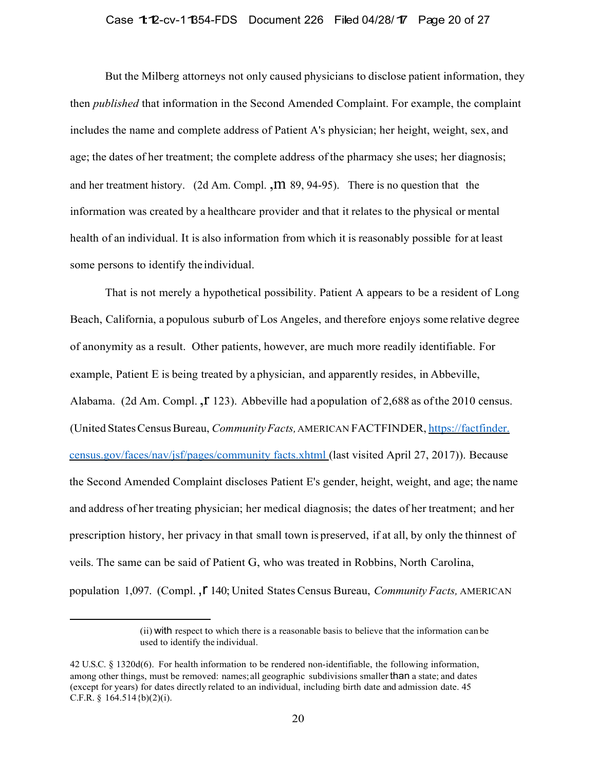But the Milberg attorneys not only caused physicians to disclose patient information, they then *published* that information in the Second Amended Complaint. For example, the complaint includes the name and complete address of Patient A's physician; her height, weight, sex, and age; the dates of her treatment; the complete address of the pharmacy she uses; her diagnosis; and her treatment history. (2d Am. Compl. ,m 89, 94-95). There is no question that the information was created by a healthcare provider and that it relates to the physical or mental health of an individual. It is also information from which it is reasonably possible for at least some persons to identify the individual.

That is not merely a hypothetical possibility. Patient A appears to be a resident of Long Beach, California, a populous suburb of Los Angeles, and therefore enjoys some relative degree of anonymity as a result. Other patients, however, are much more readily identifiable. For example, Patient E is being treated by a physician, and apparently resides, in Abbeville, Alabama. (2d Am. Compl. ,r 123). Abbeville had a population of 2,688 as of the 2010 census. (United States Census Bureau, *Community Facts,* AMERICAN FACTFINDER, https://factfinder.census.gov/faces/nav/jsf/pages/community facts.xhtml (last visited April 27, 2017)). Because the Second Amended Complaint discloses Patient E's gender, height, weight, and age; the name and address of her treating physician; her medical diagnosis; the dates of her treatment; and her prescription history, her privacy in that small town is preserved, if at all, by only the thinnest of veils. The same can be said of Patient G, who was treated in Robbins, North Carolina, population 1,097. (Compl. ,r 140; United States Census Bureau, *Community Facts,* AMERICAN

---

(ii) with respect to which there is a reasonable basis to believe that the information can be used to identify the individual.

42 U.S.C. § 1320d(6). For health information to be rendered non-identifiable, the following information, among other things, must be removed: names; all geographic subdivisions smaller than a state; and dates (except for years) for dates directly related to an individual, including birth date and admission date. 45 C.F.R. § 164.514{b)(2)(i).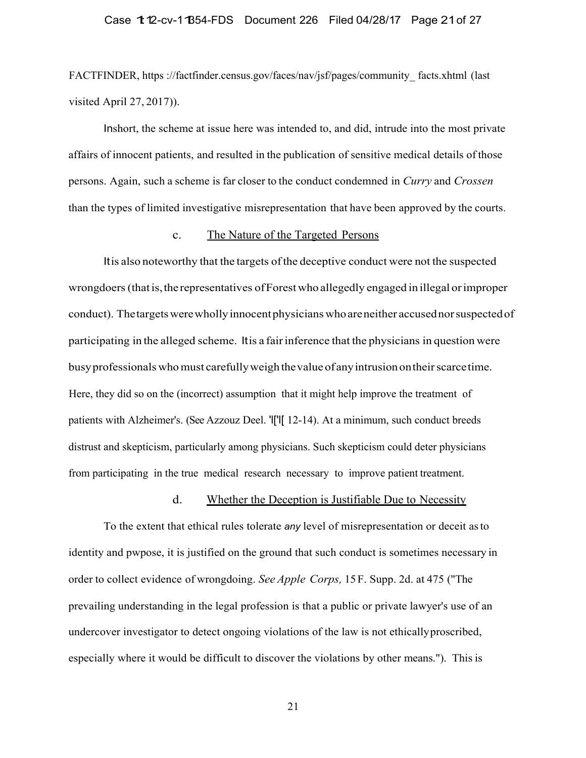FACTFINDER, https ://factfinder.census.gov/faces/nav/jsf/pages/community_ facts.xhtml (last visited April 27, 2017)).

In short, the scheme at issue here was intended to, and did, intrude into the most private affairs of innocent patients, and resulted in the publication of sensitive medical details of those persons. Again, such a scheme is far closer to the conduct condemned in *Curry* and *Crossen* than the types of limited investigative misrepresentation that have been approved by the courts.

c. The Nature of the Targeted Persons

It is also noteworthy that the targets of the deceptive conduct were not the suspected wrongdoers (that is, the representatives of Forest who allegedly engaged in illegal or improper conduct). The targets were wholly innocent physicians who are neither accused nor suspected of participating in the alleged scheme. It is a fair inference that the physicians in question were busy professionals who must carefully weigh the value of any intrusion on their scarce time. Here, they did so on the (incorrect) assumption that it might help improve the treatment of patients with Alzheimer's. (See Azzouz Decl. ¶¶ 12-14). At a minimum, such conduct breeds distrust and skepticism, particularly among physicians. Such skepticism could deter physicians from participating in the true medical research necessary to improve patient treatment.

d. Whether the Deception is Justifiable Due to Necessity

To the extent that ethical rules tolerate *any* level of misrepresentation or deceit as to identity and pwpose, it is justified on the ground that such conduct is sometimes necessary in order to collect evidence of wrongdoing. *See Apple Corps,* 15 F. Supp. 2d. at 475 ("The prevailing understanding in the legal profession is that a public or private lawyer's use of an undercover investigator to detect ongoing violations of the law is not ethically proscribed, especially where it would be difficult to discover the violations by other means."). This is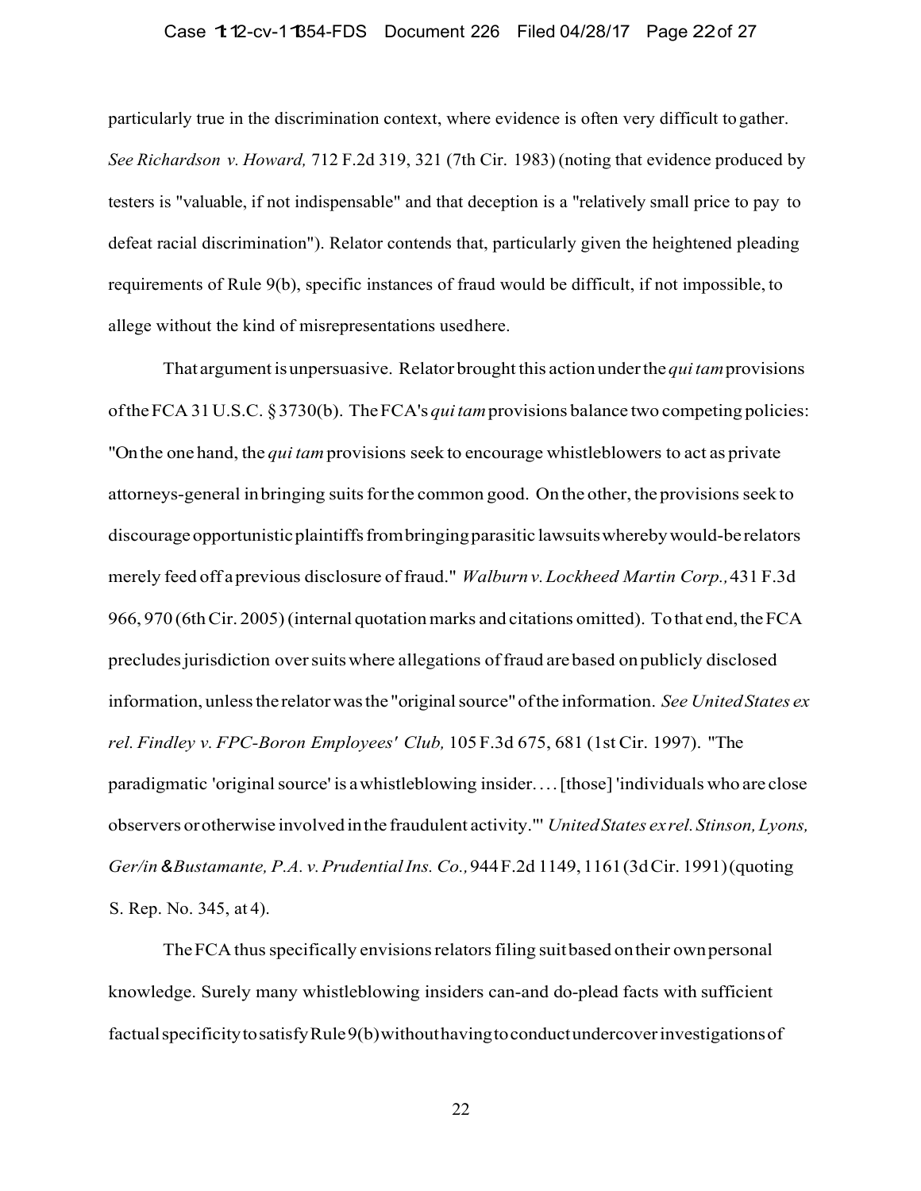particularly true in the discrimination context, where evidence is often very difficult to gather. *See Richardson v. Howard,* 712 F.2d 319, 321 (7th Cir. 1983) (noting that evidence produced by testers is "valuable, if not indispensable" and that deception is a "relatively small price to pay to defeat racial discrimination"). Relator contends that, particularly given the heightened pleading requirements of Rule 9(b), specific instances of fraud would be difficult, if not impossible, to allege without the kind of misrepresentations used here.

That argument is unpersuasive. Relator brought this action under the *qui tam* provisions of the FCA 31 U.S.C. § 3730(b). The FCA's *qui tam* provisions balance two competing policies: "On the one hand, the *qui tam* provisions seek to encourage whistleblowers to act as private attorneys-general in bringing suits for the common good. On the other, the provisions seek to discourage opportunistic plaintiffs from bringing parasitic lawsuits whereby would-be relators merely feed off a previous disclosure of fraud." *Walburn v. Lockheed Martin Corp.,* 431 F.3d 966, 970 (6th Cir. 2005) (internal quotation marks and citations omitted). To that end, the FCA precludes jurisdiction over suits where allegations of fraud are based on publicly disclosed information, unless the relator was the "original source" of the information. *See United States ex rel. Findley v. FPC-Boron Employees' Club,* 105 F.3d 675, 681 (1st Cir. 1997). "The paradigmatic 'original source' is a whistleblowing insider. . . . [those] 'individuals who are close observers or otherwise involved in the fraudulent activity.'" *United States ex rel. Stinson, Lyons, Ger/in & Bustamante, P.A. v. Prudential Ins. Co.,* 944 F.2d 1149, 1161 (3d Cir. 1991) (quoting S. Rep. No. 345, at 4).

The FCA thus specifically envisions relators filing suit based on their own personal knowledge. Surely many whistleblowing insiders can-and do-plead facts with sufficient factual specificity to satisfy Rule 9(b) without having to conduct undercover investigations of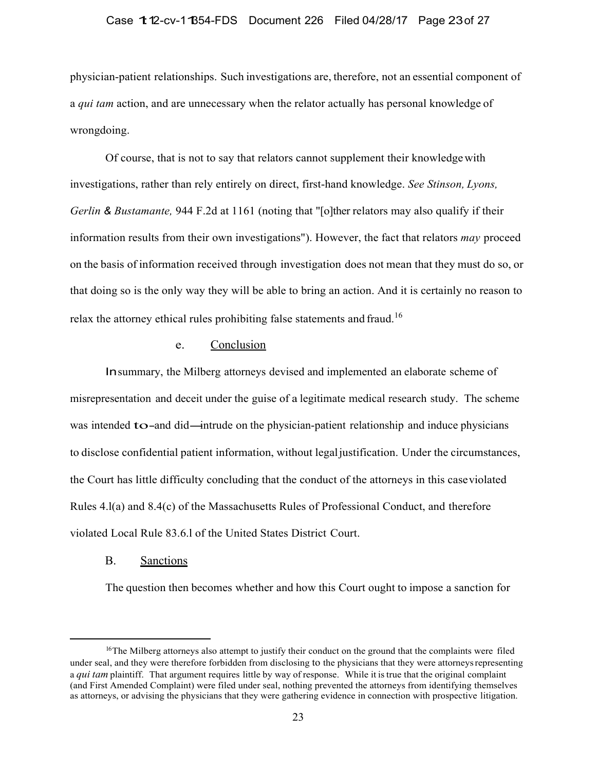physician-patient relationships. Such investigations are, therefore, not an essential component of a *qui tam* action, and are unnecessary when the relator actually has personal knowledge of wrongdoing.

Of course, that is not to say that relators cannot supplement their knowledge with investigations, rather than rely entirely on direct, first-hand knowledge. *See Stinson, Lyons, Gerlin & Bustamante,* 944 F.2d at 1161 (noting that "[o]ther relators may also qualify if their information results from their own investigations"). However, the fact that relators *may* proceed on the basis of information received through investigation does not mean that they must do so, or that doing so is the only way they will be able to bring an action. And it is certainly no reason to relax the attorney ethical rules prohibiting false statements and fraud.[16]

### e. Conclusion

In summary, the Milberg attorneys devised and implemented an elaborate scheme of misrepresentation and deceit under the guise of a legitimate medical research study. The scheme was intended to–and did—intrude on the physician-patient relationship and induce physicians to disclose confidential patient information, without legal justification. Under the circumstances, the Court has little difficulty concluding that the conduct of the attorneys in this case violated Rules 4.1(a) and 8.4(c) of the Massachusetts Rules of Professional Conduct, and therefore violated Local Rule 83.6.1 of the United States District Court.

## B. Sanctions

The question then becomes whether and how this Court ought to impose a sanction for

[16] The Milberg attorneys also attempt to justify their conduct on the ground that the complaints were filed under seal, and they were therefore forbidden from disclosing to the physicians that they were attorneys representing a *qui tam* plaintiff. That argument requires little by way of response. While it is true that the original complaint (and First Amended Complaint) were filed under seal, nothing prevented the attorneys from identifying themselves as attorneys, or advising the physicians that they were gathering evidence in connection with prospective litigation.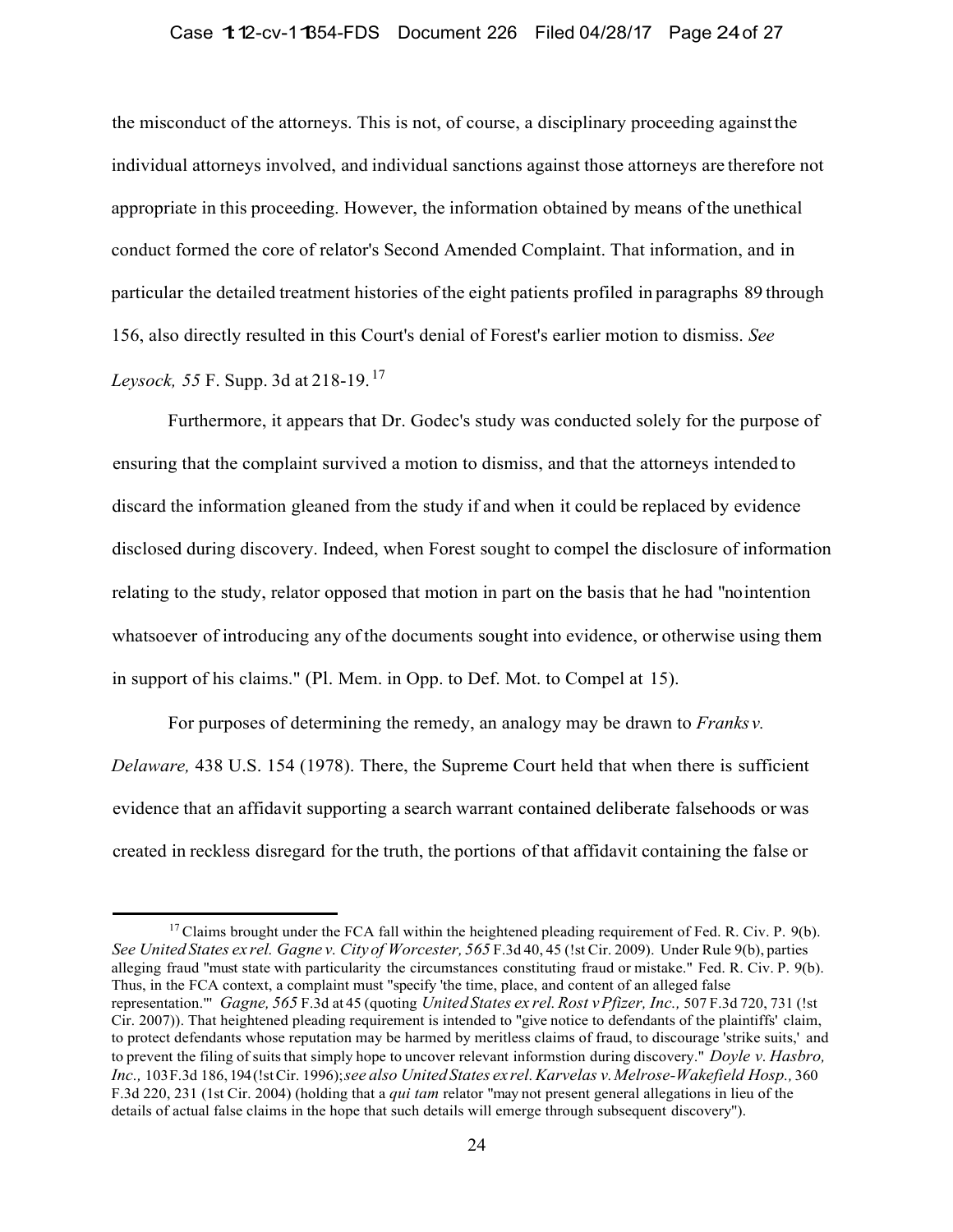the misconduct of the attorneys. This is not, of course, a disciplinary proceeding against the individual attorneys involved, and individual sanctions against those attorneys are therefore not appropriate in this proceeding. However, the information obtained by means of the unethical conduct formed the core of relator's Second Amended Complaint. That information, and in particular the detailed treatment histories of the eight patients profiled in paragraphs 89 through 156, also directly resulted in this Court's denial of Forest's earlier motion to dismiss. *See Leysock, 55* F. Supp. 3d at 218-19.[17]

Furthermore, it appears that Dr. Godec's study was conducted solely for the purpose of ensuring that the complaint survived a motion to dismiss, and that the attorneys intended to discard the information gleaned from the study if and when it could be replaced by evidence disclosed during discovery. Indeed, when Forest sought to compel the disclosure of information relating to the study, relator opposed that motion in part on the basis that he had "no intention whatsoever of introducing any of the documents sought into evidence, or otherwise using them in support of his claims." (Pl. Mem. in Opp. to Def. Mot. to Compel at 15).

For purposes of determining the remedy, an analogy may be drawn to *Franks v. Delaware,* 438 U.S. 154 (1978). There, the Supreme Court held that when there is sufficient evidence that an affidavit supporting a search warrant contained deliberate falsehoods or was created in reckless disregard for the truth, the portions of that affidavit containing the false or

---

[17] Claims brought under the FCA fall within the heightened pleading requirement of Fed. R. Civ. P. 9(b). *See United States ex rel. Gagne v. City of Worcester, 565* F.3d 40, 45 (!st Cir. 2009). Under Rule 9(b), parties alleging fraud "must state with particularity the circumstances constituting fraud or mistake." Fed. R. Civ. P. 9(b). Thus, in the FCA context, a complaint must "specify 'the time, place, and content of an alleged false representation.'" *Gagne, 565* F.3d at 45 (quoting *United States ex rel. Rost v Pfizer, Inc.,* 507 F.3d 720, 731 (!st Cir. 2007)). That heightened pleading requirement is intended to "give notice to defendants of the plaintiffs' claim, to protect defendants whose reputation may be harmed by meritless claims of fraud, to discourage 'strike suits,' and to prevent the filing of suits that simply hope to uncover relevant informstion during discovery." *Doyle v. Hasbro, Inc.,* 103 F.3d 186, 194 (!st Cir. 1996); *see also United States ex rel. Karvelas v. Melrose-Wakefield Hosp.,* 360 F.3d 220, 231 (1st Cir. 2004) (holding that a *qui tam* relator "may not present general allegations in lieu of the details of actual false claims in the hope that such details will emerge through subsequent discovery").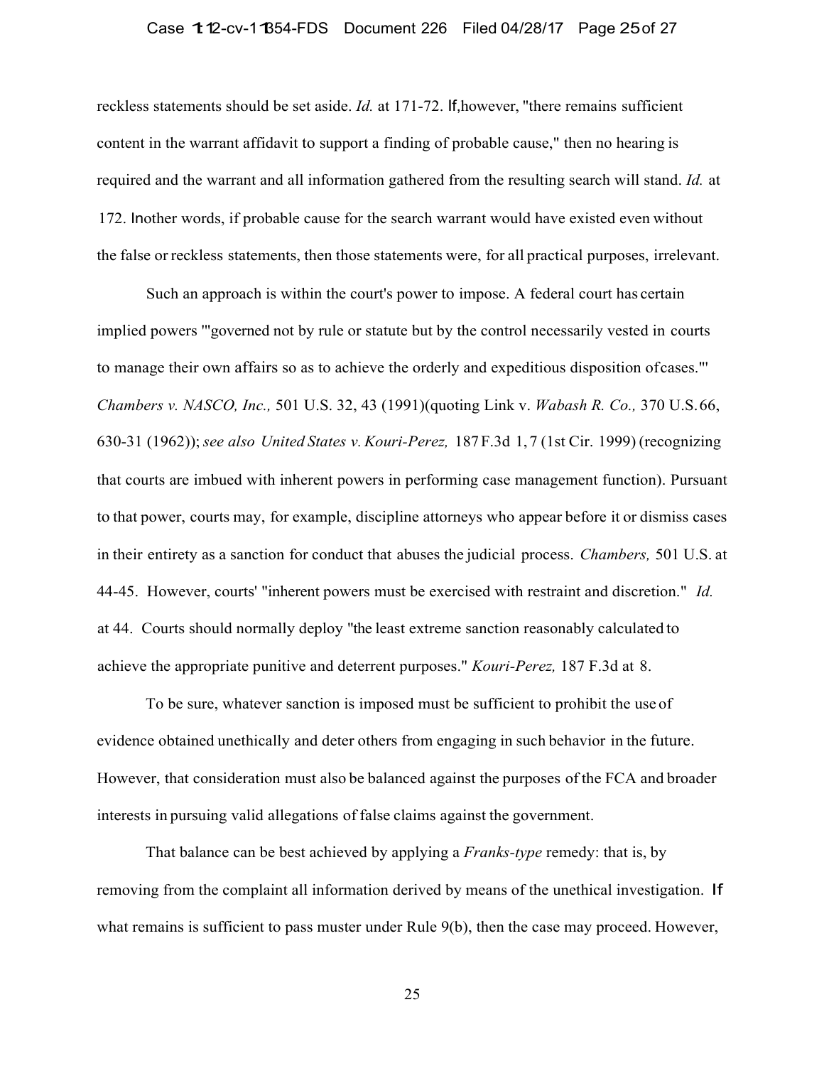reckless statements should be set aside. *Id.* at 171-72. If, however, "there remains sufficient content in the warrant affidavit to support a finding of probable cause," then no hearing is required and the warrant and all information gathered from the resulting search will stand. *Id.* at 172. In other words, if probable cause for the search warrant would have existed even without the false or reckless statements, then those statements were, for all practical purposes, irrelevant.

Such an approach is within the court's power to impose. A federal court has certain implied powers "'governed not by rule or statute but by the control necessarily vested in courts to manage their own affairs so as to achieve the orderly and expeditious disposition of cases.'" *Chambers v. NASCO, Inc.,* 501 U.S. 32, 43 (1991) (quoting Link v. *Wabash R. Co.,* 370 U.S. 66, 630-31 (1962)); *see also United States v. Kouri-Perez,* 187 F.3d 1, 7 (1st Cir. 1999) (recognizing that courts are imbued with inherent powers in performing case management function). Pursuant to that power, courts may, for example, discipline attorneys who appear before it or dismiss cases in their entirety as a sanction for conduct that abuses the judicial process. *Chambers,* 501 U.S. at 44-45. However, courts' "inherent powers must be exercised with restraint and discretion." *Id.* at 44. Courts should normally deploy "the least extreme sanction reasonably calculated to achieve the appropriate punitive and deterrent purposes." *Kouri-Perez,* 187 F.3d at 8.

To be sure, whatever sanction is imposed must be sufficient to prohibit the use of evidence obtained unethically and deter others from engaging in such behavior in the future. However, that consideration must also be balanced against the purposes of the FCA and broader interests in pursuing valid allegations of false claims against the government.

That balance can be best achieved by applying a *Franks-type* remedy: that is, by removing from the complaint all information derived by means of the unethical investigation. If what remains is sufficient to pass muster under Rule 9(b), then the case may proceed. However,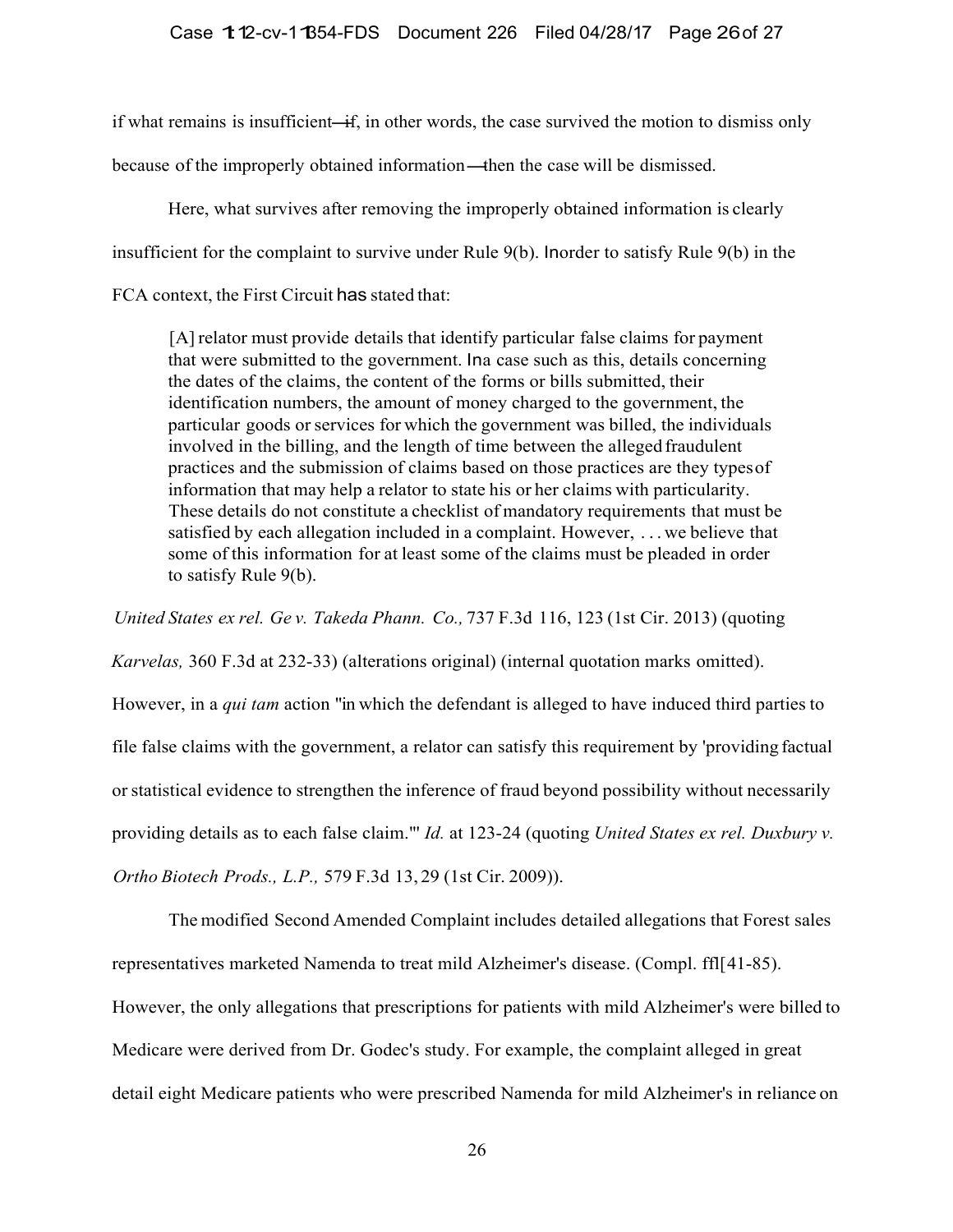if what remains is insufficient—if, in other words, the case survived the motion to dismiss only because of the improperly obtained information—then the case will be dismissed.

Here, what survives after removing the improperly obtained information is clearly insufficient for the complaint to survive under Rule 9(b). In order to satisfy Rule 9(b) in the FCA context, the First Circuit has stated that:

> [A] relator must provide details that identify particular false claims for payment that were submitted to the government. In a case such as this, details concerning the dates of the claims, the content of the forms or bills submitted, their identification numbers, the amount of money charged to the government, the particular goods or services for which the government was billed, the individuals involved in the billing, and the length of time between the alleged fraudulent practices and the submission of claims based on those practices are they types of information that may help a relator to state his or her claims with particularity. These details do not constitute a checklist of mandatory requirements that must be satisfied by each allegation included in a complaint. However, . . . we believe that some of this information for at least some of the claims must be pleaded in order to satisfy Rule 9(b).

*United States ex rel. Ge v. Takeda Phann. Co.,* 737 F.3d 116, 123 (1st Cir. 2013) (quoting *Karvelas,* 360 F.3d at 232-33) (alterations original) (internal quotation marks omitted). However, in a *qui tam* action "in which the defendant is alleged to have induced third parties to file false claims with the government, a relator can satisfy this requirement by 'providing factual or statistical evidence to strengthen the inference of fraud beyond possibility without necessarily providing details as to each false claim.'" *Id.* at 123-24 (quoting *United States ex rel. Duxbury v. Ortho Biotech Prods., L.P.,* 579 F.3d 13, 29 (1st Cir. 2009)).

The modified Second Amended Complaint includes detailed allegations that Forest sales representatives marketed Namenda to treat mild Alzheimer's disease. (Compl. ffl[41-85). However, the only allegations that prescriptions for patients with mild Alzheimer's were billed to Medicare were derived from Dr. Godec's study. For example, the complaint alleged in great detail eight Medicare patients who were prescribed Namenda for mild Alzheimer's in reliance on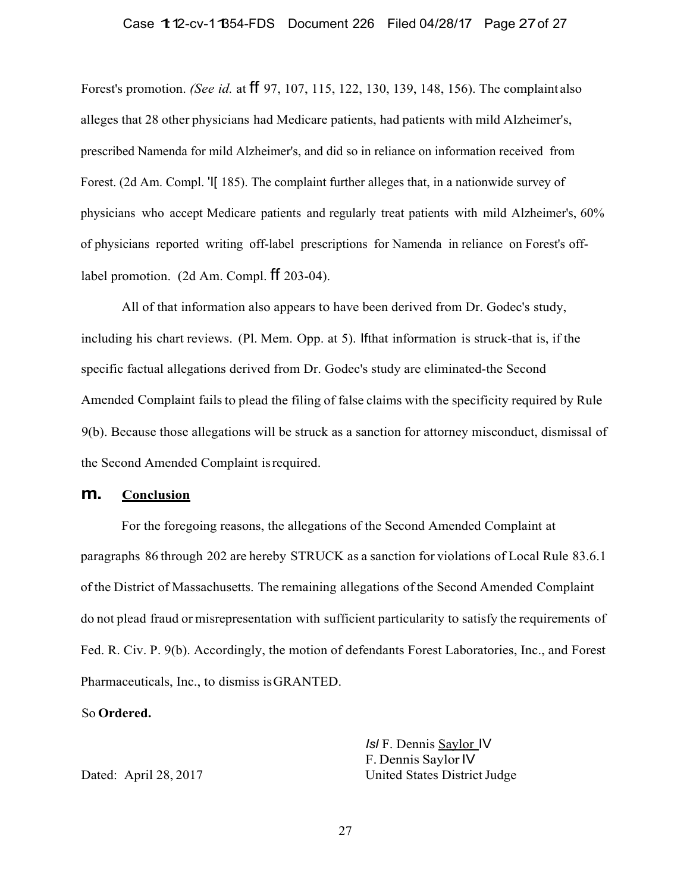Forest's promotion. *(See id.* at ff 97, 107, 115, 122, 130, 139, 148, 156). The complaint also alleges that 28 other physicians had Medicare patients, had patients with mild Alzheimer's, prescribed Namenda for mild Alzheimer's, and did so in reliance on information received from Forest. (2d Am. Compl. 'I[ 185). The complaint further alleges that, in a nationwide survey of physicians who accept Medicare patients and regularly treat patients with mild Alzheimer's, 60% of physicians reported writing off-label prescriptions for Namenda in reliance on Forest's off-label promotion. (2d Am. Compl. ff 203-04).

All of that information also appears to have been derived from Dr. Godec's study, including his chart reviews. (Pl. Mem. Opp. at 5). Ifthat information is struck-that is, if the specific factual allegations derived from Dr. Godec's study are eliminated-the Second Amended Complaint fails to plead the filing of false claims with the specificity required by Rule 9(b). Because those allegations will be struck as a sanction for attorney misconduct, dismissal of the Second Amended Complaint is required.

## m. Conclusion

For the foregoing reasons, the allegations of the Second Amended Complaint at paragraphs 86 through 202 are hereby STRUCK as a sanction for violations of Local Rule 83.6.1 of the District of Massachusetts. The remaining allegations of the Second Amended Complaint do not plead fraud or misrepresentation with sufficient particularity to satisfy the requirements of Fed. R. Civ. P. 9(b). Accordingly, the motion of defendants Forest Laboratories, Inc., and Forest Pharmaceuticals, Inc., to dismiss is GRANTED.

So **Ordered.**

/s/ F. Dennis Saylor IV
F. Dennis Saylor IV
United States District Judge

Dated: April 28, 2017